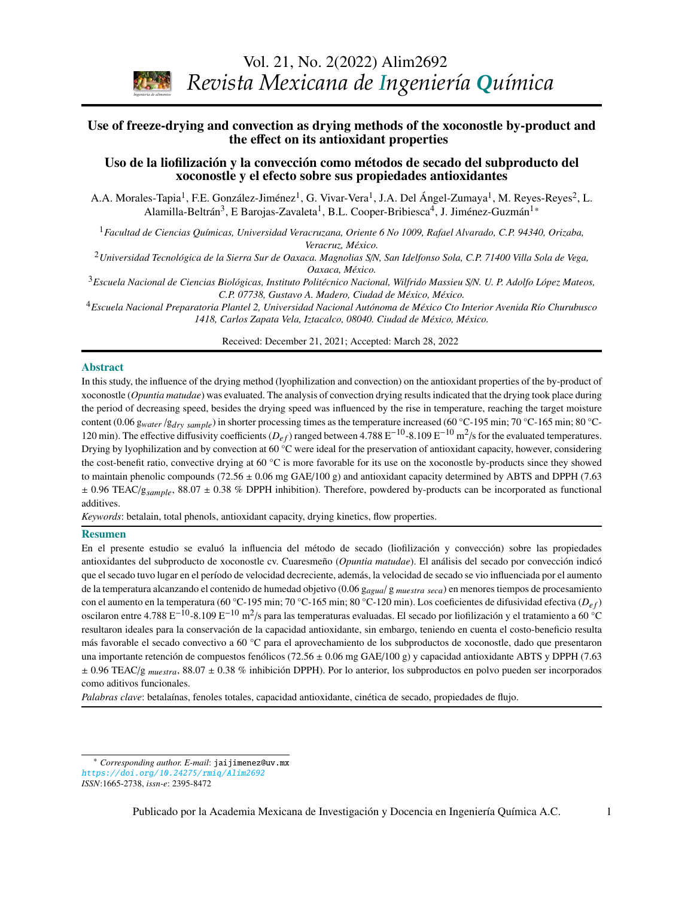# Use of freeze-drying and convection as drying methods of the xoconostle by-product and the effect on its antioxidant properties

# Uso de la liofilización y la convección como métodos de secado del subproducto del xoconostle y el efecto sobre sus propiedades antioxidantes

A.A. Morales-Tapia[1], F.E. González-Jiménez[1], G. Vivar-Vera[1], J.A. Del Ángel-Zumaya[1], M. Reyes-Reyes[2], L. Alamilla-Beltrán[3], E Barojas-Zavaleta[1], B.L. Cooper-Bribiesca[4], J. Jiménez-Guzmán[1*]

[1]*Facultad de Ciencias Químicas, Universidad Veracruzana, Oriente 6 No 1009, Rafael Alvarado, C.P. 94340, Orizaba, Veracruz, México.*

[2]*Universidad Tecnológica de la Sierra Sur de Oaxaca. Magnolias S/N, San Idelfonso Sola, C.P. 71400 Villa Sola de Vega, Oaxaca, México.*

[3]*Escuela Nacional de Ciencias Biológicas, Instituto Politécnico Nacional, Wilfrido Massieu S/N. U. P. Adolfo López Mateos, C.P. 07738, Gustavo A. Madero, Ciudad de México, México.*

[4]*Escuela Nacional Preparatoria Plantel 2, Universidad Nacional Autónoma de México Cto Interior Avenida Río Churubusco 1418, Carlos Zapata Vela, Iztacalco, 08040. Ciudad de México, México.*

Received: December 21, 2021; Accepted: March 28, 2022

## Abstract

In this study, the influence of the drying method (lyophilization and convection) on the antioxidant properties of the by-product of xoconostle (*Opuntia matudae*) was evaluated. The analysis of convection drying results indicated that the drying took place during the period of decreasing speed, besides the drying speed was influenced by the rise in temperature, reaching the target moisture content (0.06 $g_{water}/g_{dry\ sample}$) in shorter processing times as the temperature increased (60 °C-195 min; 70 °C-165 min; 80 °C-120 min). The effective diffusivity coefficients ($D_{ef}$) ranged between 4.788 $E^{-10}$-8.109 $E^{-10}$ $m^2/s$ for the evaluated temperatures. Drying by lyophilization and by convection at 60 °C were ideal for the preservation of antioxidant capacity, however, considering the cost-benefit ratio, convective drying at 60 °C is more favorable for its use on the xoconostle by-products since they showed to maintain phenolic compounds (72.56 ± 0.06 mg GAE/100 g) and antioxidant capacity determined by ABTS and DPPH (7.63 ± 0.96 TEAC/$g_{sample}$, 88.07 ± 0.38 % DPPH inhibition). Therefore, powdered by-products can be incorporated as functional additives.

*Keywords*: betalain, total phenols, antioxidant capacity, drying kinetics, flow properties.

## Resumen

En el presente estudio se evaluó la influencia del método de secado (liofilización y convección) sobre las propiedades antioxidantes del subproducto de xoconostle cv. Cuaresmeño (*Opuntia matudae*). El análisis del secado por convección indicó que el secado tuvo lugar en el período de velocidad decreciente, además, la velocidad de secado se vio influenciada por el aumento de la temperatura alcanzando el contenido de humedad objetivo (0.06 $g_{agua}/g_{muestra\ seca}$) en menores tiempos de procesamiento con el aumento en la temperatura (60 °C-195 min; 70 °C-165 min; 80 °C-120 min). Los coeficientes de difusividad efectiva ($D_{ef}$) oscilaron entre 4.788 $E^{-10}$-8.109 $E^{-10}$ $m^2/s$ para las temperaturas evaluadas. El secado por liofilización y el tratamiento a 60 °C resultaron ideales para la conservación de la capacidad antioxidante, sin embargo, teniendo en cuenta el costo-beneficio resulta más favorable el secado convectivo a 60 °C para el aprovechamiento de los subproductos de xoconostle, dado que presentaron una importante retención de compuestos fenólicos (72.56 ± 0.06 mg GAE/100 g) y capacidad antioxidante ABTS y DPPH (7.63 ± 0.96 TEAC/$g_{muestra}$, 88.07 ± 0.38 % inhibición DPPH). Por lo anterior, los subproductos en polvo pueden ser incorporados como aditivos funcionales.

*Palabras clave*: betalaínas, fenoles totales, capacidad antioxidante, cinética de secado, propiedades de flujo.

---

[*] *Corresponding author. E-mail*: jaijimenez@uv.mx
https://doi.org/10.24275/rmiq/Alim2692
*ISSN*:1665-2738, *issn-e*: 2395-8472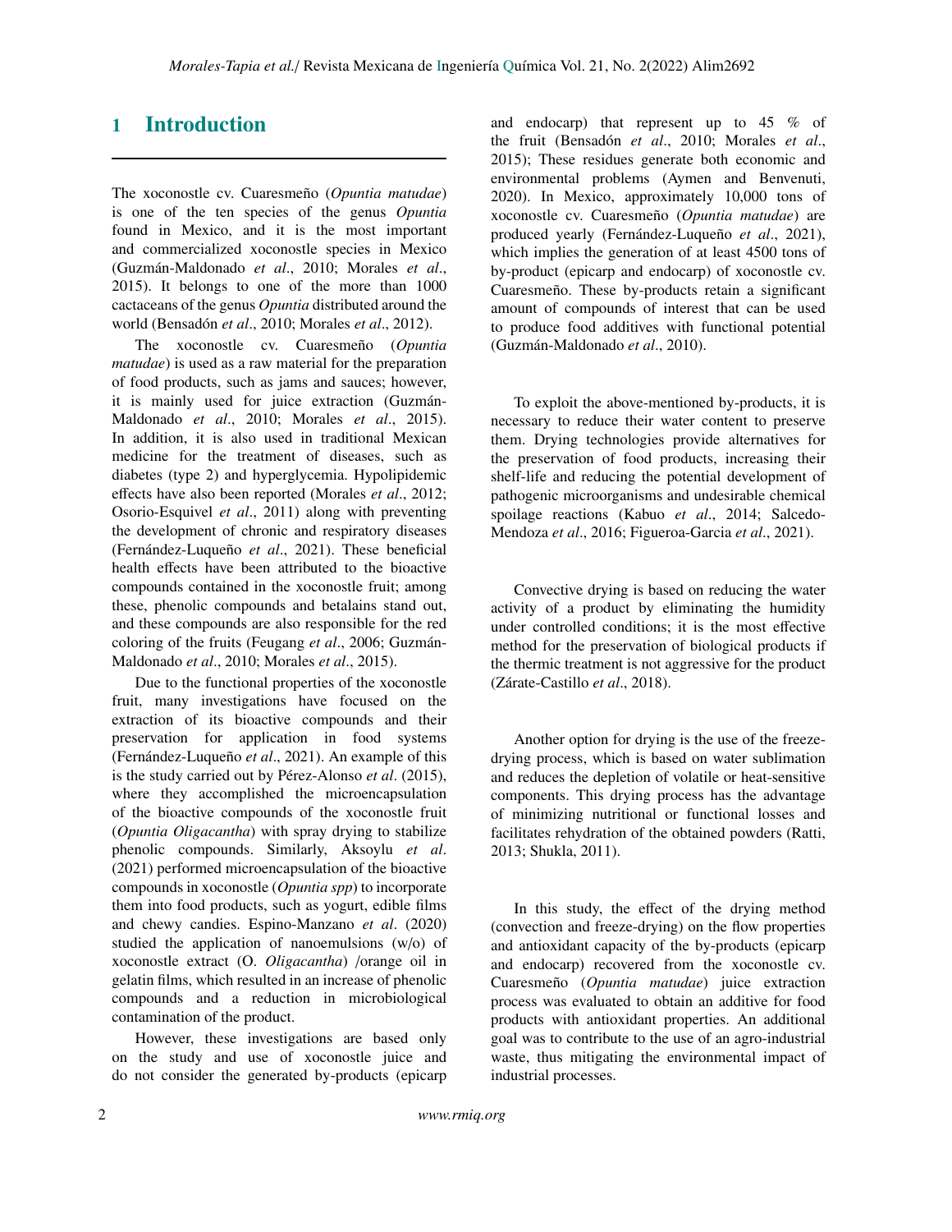# 1 Introduction

The xoconostle cv. Cuaresmeño (*Opuntia matudae*) is one of the ten species of the genus *Opuntia* found in Mexico, and it is the most important and commercialized xoconostle species in Mexico (Guzmán-Maldonado *et al*., 2010; Morales *et al*., 2015). It belongs to one of the more than 1000 cactaceans of the genus *Opuntia* distributed around the world (Bensadón *et al*., 2010; Morales *et al*., 2012).

The xoconostle cv. Cuaresmeño (*Opuntia matudae*) is used as a raw material for the preparation of food products, such as jams and sauces; however, it is mainly used for juice extraction (Guzmán-Maldonado *et al*., 2010; Morales *et al*., 2015). In addition, it is also used in traditional Mexican medicine for the treatment of diseases, such as diabetes (type 2) and hyperglycemia. Hypolipidemic effects have also been reported (Morales *et al*., 2012; Osorio-Esquivel *et al*., 2011) along with preventing the development of chronic and respiratory diseases (Fernández-Luqueño *et al*., 2021). These beneficial health effects have been attributed to the bioactive compounds contained in the xoconostle fruit; among these, phenolic compounds and betalains stand out, and these compounds are also responsible for the red coloring of the fruits (Feugang *et al*., 2006; Guzmán-Maldonado *et al*., 2010; Morales *et al*., 2015).

Due to the functional properties of the xoconostle fruit, many investigations have focused on the extraction of its bioactive compounds and their preservation for application in food systems (Fernández-Luqueño *et al*., 2021). An example of this is the study carried out by Pérez-Alonso *et al*. (2015), where they accomplished the microencapsulation of the bioactive compounds of the xoconostle fruit (*Opuntia Oligacantha*) with spray drying to stabilize phenolic compounds. Similarly, Aksoylu *et al*. (2021) performed microencapsulation of the bioactive compounds in xoconostle (*Opuntia spp*) to incorporate them into food products, such as yogurt, edible films and chewy candies. Espino-Manzano *et al*. (2020) studied the application of nanoemulsions (w/o) of xoconostle extract (O. *Oligacantha*) /orange oil in gelatin films, which resulted in an increase of phenolic compounds and a reduction in microbiological contamination of the product.

However, these investigations are based only on the study and use of xoconostle juice and do not consider the generated by-products (epicarp and endocarp) that represent up to 45 % of the fruit (Bensadón *et al*., 2010; Morales *et al*., 2015); These residues generate both economic and environmental problems (Aymen and Benvenuti, 2020). In Mexico, approximately 10,000 tons of xoconostle cv. Cuaresmeño (*Opuntia matudae*) are produced yearly (Fernández-Luqueño *et al*., 2021), which implies the generation of at least 4500 tons of by-product (epicarp and endocarp) of xoconostle cv. Cuaresmeño. These by-products retain a significant amount of compounds of interest that can be used to produce food additives with functional potential (Guzmán-Maldonado *et al*., 2010).

To exploit the above-mentioned by-products, it is necessary to reduce their water content to preserve them. Drying technologies provide alternatives for the preservation of food products, increasing their shelf-life and reducing the potential development of pathogenic microorganisms and undesirable chemical spoilage reactions (Kabuo *et al*., 2014; Salcedo-Mendoza *et al*., 2016; Figueroa-Garcia *et al*., 2021).

Convective drying is based on reducing the water activity of a product by eliminating the humidity under controlled conditions; it is the most effective method for the preservation of biological products if the thermic treatment is not aggressive for the product (Zárate-Castillo *et al*., 2018).

Another option for drying is the use of the freeze-drying process, which is based on water sublimation and reduces the depletion of volatile or heat-sensitive components. This drying process has the advantage of minimizing nutritional or functional losses and facilitates rehydration of the obtained powders (Ratti, 2013; Shukla, 2011).

In this study, the effect of the drying method (convection and freeze-drying) on the flow properties and antioxidant capacity of the by-products (epicarp and endocarp) recovered from the xoconostle cv. Cuaresmeño (*Opuntia matudae*) juice extraction process was evaluated to obtain an additive for food products with antioxidant properties. An additional goal was to contribute to the use of an agro-industrial waste, thus mitigating the environmental impact of industrial processes.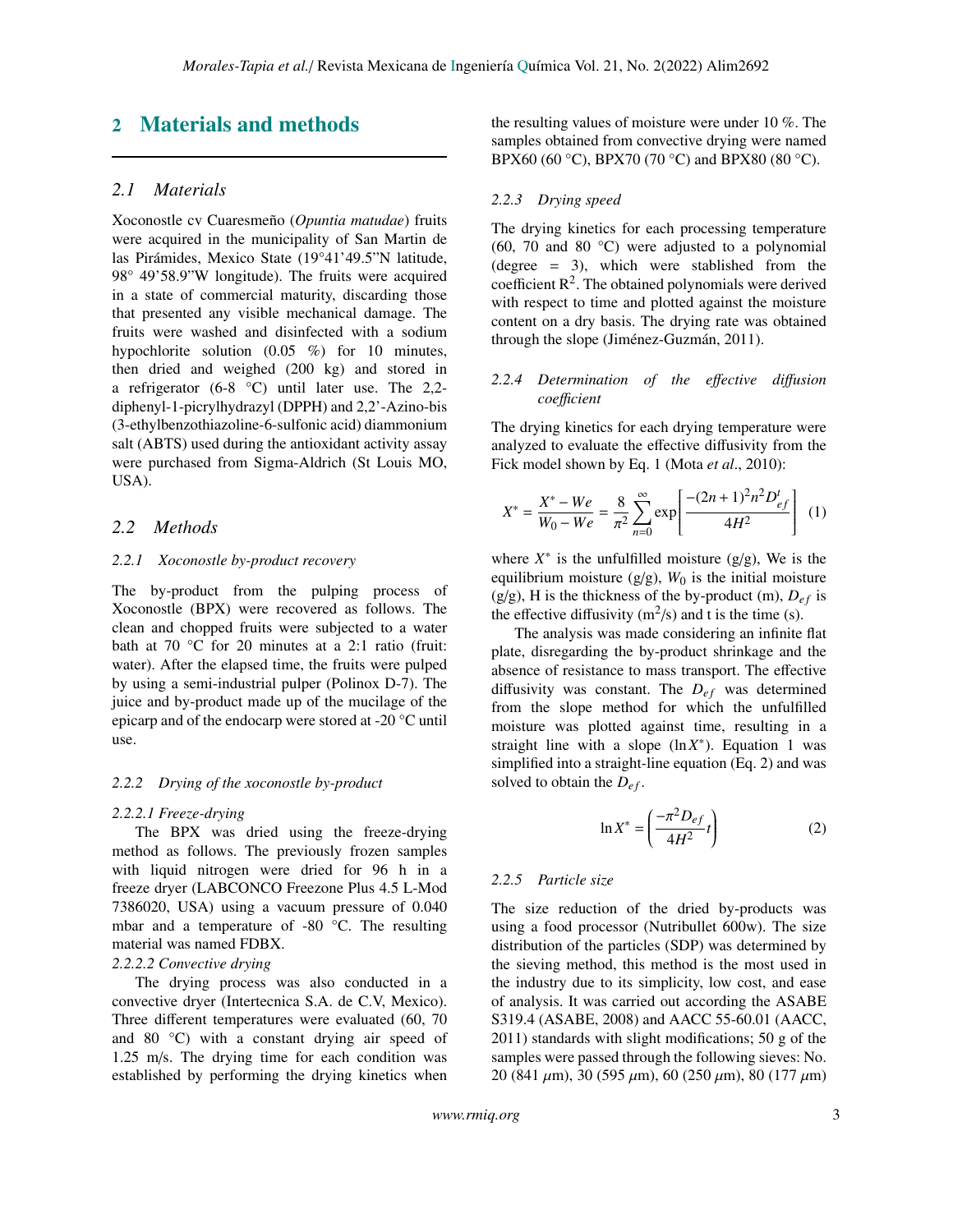## 2 Materials and methods

### 2.1 Materials

Xoconostle cv Cuaresmeño (*Opuntia matudae*) fruits were acquired in the municipality of San Martin de las Pirámides, Mexico State (19°41'49.5"N latitude, 98° 49'58.9"W longitude). The fruits were acquired in a state of commercial maturity, discarding those that presented any visible mechanical damage. The fruits were washed and disinfected with a sodium hypochlorite solution (0.05 %) for 10 minutes, then dried and weighed (200 kg) and stored in a refrigerator (6-8 °C) until later use. The 2,2-diphenyl-1-picrylhydrazyl (DPPH) and 2,2'-Azino-bis (3-ethylbenzothiazoline-6-sulfonic acid) diammonium salt (ABTS) used during the antioxidant activity assay were purchased from Sigma-Aldrich (St Louis MO, USA).

### 2.2 Methods

#### 2.2.1 Xoconostle by-product recovery

The by-product from the pulping process of Xoconostle (BPX) were recovered as follows. The clean and chopped fruits were subjected to a water bath at 70 °C for 20 minutes at a 2:1 ratio (fruit: water). After the elapsed time, the fruits were pulped by using a semi-industrial pulper (Polinox D-7). The juice and by-product made up of the mucilage of the epicarp and of the endocarp were stored at -20 °C until use.

#### 2.2.2 Drying of the xoconostle by-product

*2.2.2.1 Freeze-drying*

The BPX was dried using the freeze-drying method as follows. The previously frozen samples with liquid nitrogen were dried for 96 h in a freeze dryer (LABCONCO Freezone Plus 4.5 L-Mod 7386020, USA) using a vacuum pressure of 0.040 mbar and a temperature of -80 °C. The resulting material was named FDBX.

*2.2.2.2 Convective drying*

The drying process was also conducted in a convective dryer (Intertecnica S.A. de C.V, Mexico). Three different temperatures were evaluated (60, 70 and 80 °C) with a constant drying air speed of 1.25 m/s. The drying time for each condition was established by performing the drying kinetics when the resulting values of moisture were under 10 %. The samples obtained from convective drying were named BPX60 (60 °C), BPX70 (70 °C) and BPX80 (80 °C).

#### 2.2.3 Drying speed

The drying kinetics for each processing temperature (60, 70 and 80 °C) were adjusted to a polynomial (degree = 3), which were stablished from the coefficient $R^2$. The obtained polynomials were derived with respect to time and plotted against the moisture content on a dry basis. The drying rate was obtained through the slope (Jiménez-Guzmán, 2011).

#### 2.2.4 Determination of the effective diffusion coefficient

The drying kinetics for each drying temperature were analyzed to evaluate the effective diffusivity from the Fick model shown by Eq. 1 (Mota *et al*., 2010):

$$X^* = \frac{X^* - We}{W_0 - We} = \frac{8}{\pi^2} \sum_{n=0}^{\infty} \exp\left[\frac{-(2n+1)^2 n^2 D_{ef}^t}{4H^2}\right] \quad (1)$$

where $X^*$ is the unfulfilled moisture (g/g), We is the equilibrium moisture (g/g), $W_0$ is the initial moisture (g/g), H is the thickness of the by-product (m), $D_{ef}$ is the effective diffusivity ($m^2$/s) and t is the time (s).

The analysis was made considering an infinite flat plate, disregarding the by-product shrinkage and the absence of resistance to mass transport. The effective diffusivity was constant. The $D_{ef}$ was determined from the slope method for which the unfulfilled moisture was plotted against time, resulting in a straight line with a slope ($\ln X^*$). Equation 1 was simplified into a straight-line equation (Eq. 2) and was solved to obtain the $D_{ef}$.

$$\ln X^* = \left(\frac{-\pi^2 D_{ef}}{4H^2} t\right) \quad (2)$$

#### 2.2.5 Particle size

The size reduction of the dried by-products was using a food processor (Nutribullet 600w). The size distribution of the particles (SDP) was determined by the sieving method, this method is the most used in the industry due to its simplicity, low cost, and ease of analysis. It was carried out according the ASABE S319.4 (ASABE, 2008) and AACC 55-60.01 (AACC, 2011) standards with slight modifications; 50 g of the samples were passed through the following sieves: No. 20 (841 $\mu$m), 30 (595 $\mu$m), 60 (250 $\mu$m), 80 (177 $\mu$m)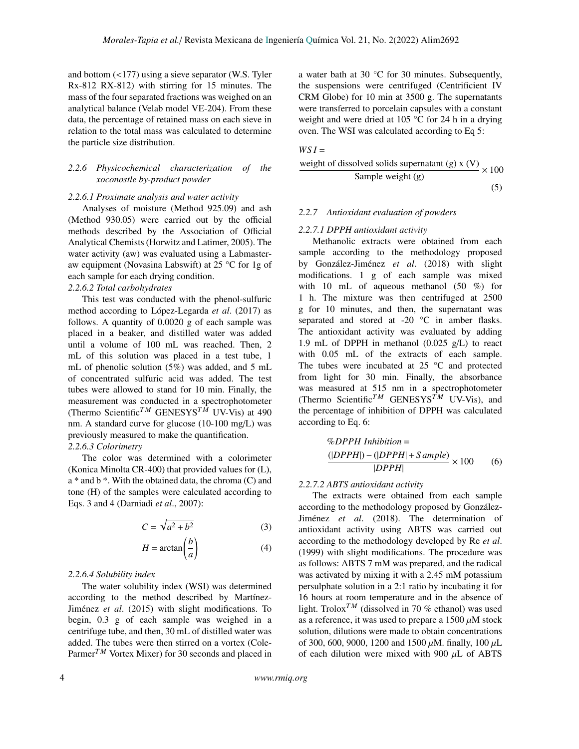and bottom (<177) using a sieve separator (W.S. Tyler Rx-812 RX-812) with stirring for 15 minutes. The mass of the four separated fractions was weighed on an analytical balance (Velab model VE-204). From these data, the percentage of retained mass on each sieve in relation to the total mass was calculated to determine the particle size distribution.

### 2.2.6 *Physicochemical characterization of the xoconostle by-product powder*

#### *2.2.6.1 Proximate analysis and water activity*

Analyses of moisture (Method 925.09) and ash (Method 930.05) were carried out by the official methods described by the Association of Official Analytical Chemists (Horwitz and Latimer, 2005). The water activity (aw) was evaluated using a Labmaster-aw equipment (Novasina Labswift) at 25 °C for 1g of each sample for each drying condition.

#### *2.2.6.2 Total carbohydrates*

This test was conducted with the phenol-sulfuric method according to López-Legarda *et al*. (2017) as follows. A quantity of 0.0020 g of each sample was placed in a beaker, and distilled water was added until a volume of 100 mL was reached. Then, 2 mL of this solution was placed in a test tube, 1 mL of phenolic solution (5%) was added, and 5 mL of concentrated sulfuric acid was added. The test tubes were allowed to stand for 10 min. Finally, the measurement was conducted in a spectrophotometer (Thermo Scientific$^{TM}$ GENESYS$^{TM}$ UV-Vis) at 490 nm. A standard curve for glucose (10-100 mg/L) was previously measured to make the quantification.

#### *2.2.6.3 Colorimetry*

The color was determined with a colorimeter (Konica Minolta CR-400) that provided values for (L), a * and b *. With the obtained data, the chroma (C) and tone (H) of the samples were calculated according to Eqs. 3 and 4 (Darniadi *et al*., 2007):

$$C = \sqrt{a^2 + b^2} \tag{3}$$

$$H = \arctan\left(\frac{b}{a}\right) \tag{4}$$

#### *2.2.6.4 Solubility index*

The water solubility index (WSI) was determined according to the method described by Martínez-Jiménez *et al*. (2015) with slight modifications. To begin, 0.3 g of each sample was weighed in a centrifuge tube, and then, 30 mL of distilled water was added. The tubes were then stirred on a vortex (Cole-Parmer$^{TM}$ Vortex Mixer) for 30 seconds and placed in a water bath at 30 °C for 30 minutes. Subsequently, the suspensions were centrifuged (Centrificient IV CRM Globe) for 10 min at 3500 g. The supernatants were transferred to porcelain capsules with a constant weight and were dried at 105 °C for 24 h in a drying oven. The WSI was calculated according to Eq 5:

$$WSI = \frac{\text{weight of dissolved solids supernatant (g) x (V)}}{\text{Sample weight (g)}} \times 100 \tag{5}$$

### 2.2.7 *Antioxidant evaluation of powders*

#### *2.2.7.1 DPPH antioxidant activity*

Methanolic extracts were obtained from each sample according to the methodology proposed by González-Jiménez *et al*. (2018) with slight modifications. 1 g of each sample was mixed with 10 mL of aqueous methanol (50 %) for 1 h. The mixture was then centrifuged at 2500 g for 10 minutes, and then, the supernatant was separated and stored at -20 °C in amber flasks. The antioxidant activity was evaluated by adding 1.9 mL of DPPH in methanol (0.025 g/L) to react with 0.05 mL of the extracts of each sample. The tubes were incubated at 25 °C and protected from light for 30 min. Finally, the absorbance was measured at 515 nm in a spectrophotometer (Thermo Scientific$^{TM}$ GENESYS$^{TM}$ UV-Vis), and the percentage of inhibition of DPPH was calculated according to Eq. 6:

$$\%DPPH\ Inhibition = \frac{(|DPPH|) - (|DPPH| + Sample)}{|DPPH|} \times 100 \tag{6}$$

#### *2.2.7.2 ABTS antioxidant activity*

The extracts were obtained from each sample according to the methodology proposed by González-Jiménez *et al*. (2018). The determination of antioxidant activity using ABTS was carried out according to the methodology developed by Re *et al*. (1999) with slight modifications. The procedure was as follows: ABTS 7 mM was prepared, and the radical was activated by mixing it with a 2.45 mM potassium persulphate solution in a 2:1 ratio by incubating it for 16 hours at room temperature and in the absence of light. Trolox$^{TM}$ (dissolved in 70 % ethanol) was used as a reference, it was used to prepare a 1500 $\mu$M stock solution, dilutions were made to obtain concentrations of 300, 600, 9000, 1200 and 1500 $\mu$M. finally, 100 $\mu$L of each dilution were mixed with 900 $\mu$L of ABTS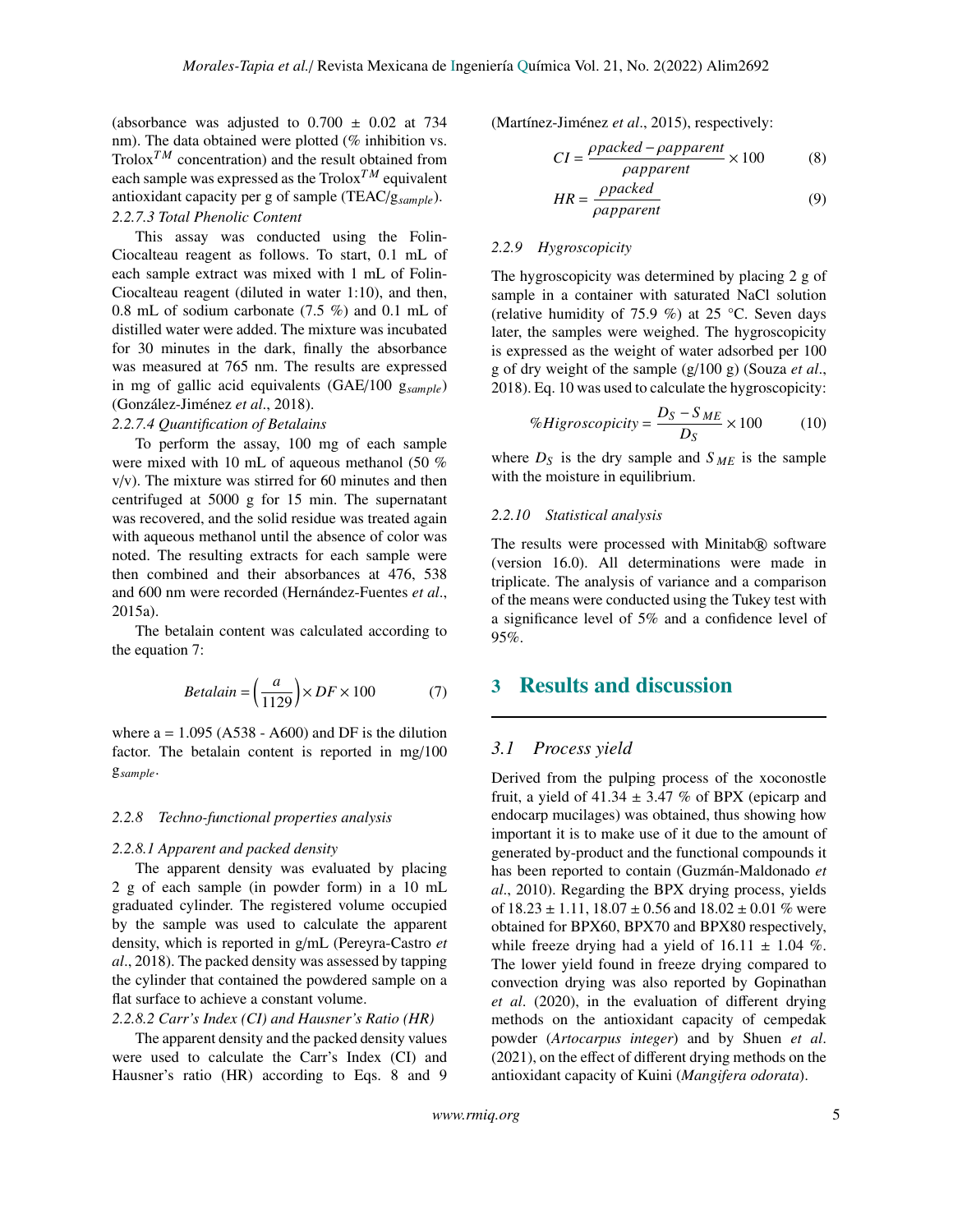(absorbance was adjusted to 0.700 ± 0.02 at 734 nm). The data obtained were plotted (% inhibition vs. Trolox$^{TM}$ concentration) and the result obtained from each sample was expressed as the Trolox$^{TM}$ equivalent antioxidant capacity per g of sample (TEAC/g$_{sample}$).

*2.2.7.3 Total Phenolic Content*

This assay was conducted using the Folin-Ciocalteau reagent as follows. To start, 0.1 mL of each sample extract was mixed with 1 mL of Folin-Ciocalteau reagent (diluted in water 1:10), and then, 0.8 mL of sodium carbonate (7.5 %) and 0.1 mL of distilled water were added. The mixture was incubated for 30 minutes in the dark, finally the absorbance was measured at 765 nm. The results are expressed in mg of gallic acid equivalents (GAE/100 g$_{sample}$) (González-Jiménez *et al*., 2018).

*2.2.7.4 Quantification of Betalains*

To perform the assay, 100 mg of each sample were mixed with 10 mL of aqueous methanol (50 % v/v). The mixture was stirred for 60 minutes and then centrifuged at 5000 g for 15 min. The supernatant was recovered, and the solid residue was treated again with aqueous methanol until the absence of color was noted. The resulting extracts for each sample were then combined and their absorbances at 476, 538 and 600 nm were recorded (Hernández-Fuentes *et al*., 2015a).

The betalain content was calculated according to the equation 7:

$$Betalain = \left(\frac{a}{1129}\right) \times DF \times 100 \tag{7}$$

where a = 1.095 (A538 - A600) and DF is the dilution factor. The betalain content is reported in mg/100 g$_{sample}$.

#### 2.2.8 Techno-functional properties analysis

*2.2.8.1 Apparent and packed density*

The apparent density was evaluated by placing 2 g of each sample (in powder form) in a 10 mL graduated cylinder. The registered volume occupied by the sample was used to calculate the apparent density, which is reported in g/mL (Pereyra-Castro *et al*., 2018). The packed density was assessed by tapping the cylinder that contained the powdered sample on a flat surface to achieve a constant volume.

*2.2.8.2 Carr's Index (CI) and Hausner's Ratio (HR)*

The apparent density and the packed density values were used to calculate the Carr's Index (CI) and Hausner's ratio (HR) according to Eqs. 8 and 9 (Martínez-Jiménez *et al*., 2015), respectively:

$$CI = \frac{\rho packed - \rho apparent}{\rho apparent} \times 100 \tag{8}$$

$$HR = \frac{\rho packed}{\rho apparent} \tag{9}$$

#### 2.2.9 Hygroscopicity

The hygroscopicity was determined by placing 2 g of sample in a container with saturated NaCl solution (relative humidity of 75.9 %) at 25 °C. Seven days later, the samples were weighed. The hygroscopicity is expressed as the weight of water adsorbed per 100 g of dry weight of the sample (g/100 g) (Souza *et al*., 2018). Eq. 10 was used to calculate the hygroscopicity:

$$\%Higroscopicity = \frac{D_S - S_{ME}}{D_S} \times 100 \tag{10}$$

where $D_S$ is the dry sample and $S_{ME}$ is the sample with the moisture in equilibrium.

#### 2.2.10 Statistical analysis

The results were processed with Minitab® software (version 16.0). All determinations were made in triplicate. The analysis of variance and a comparison of the means were conducted using the Tukey test with a significance level of 5% and a confidence level of 95%.

## 3 Results and discussion

### 3.1 Process yield

Derived from the pulping process of the xoconostle fruit, a yield of 41.34 ± 3.47 % of BPX (epicarp and endocarp mucilages) was obtained, thus showing how important it is to make use of it due to the amount of generated by-product and the functional compounds it has been reported to contain (Guzmán-Maldonado *et al*., 2010). Regarding the BPX drying process, yields of 18.23 ± 1.11, 18.07 ± 0.56 and 18.02 ± 0.01 % were obtained for BPX60, BPX70 and BPX80 respectively, while freeze drying had a yield of 16.11 ± 1.04 %. The lower yield found in freeze drying compared to convection drying was also reported by Gopinathan *et al*. (2020), in the evaluation of different drying methods on the antioxidant capacity of cempedak powder (*Artocarpus integer*) and by Shuen *et al*. (2021), on the effect of different drying methods on the antioxidant capacity of Kuini (*Mangifera odorata*).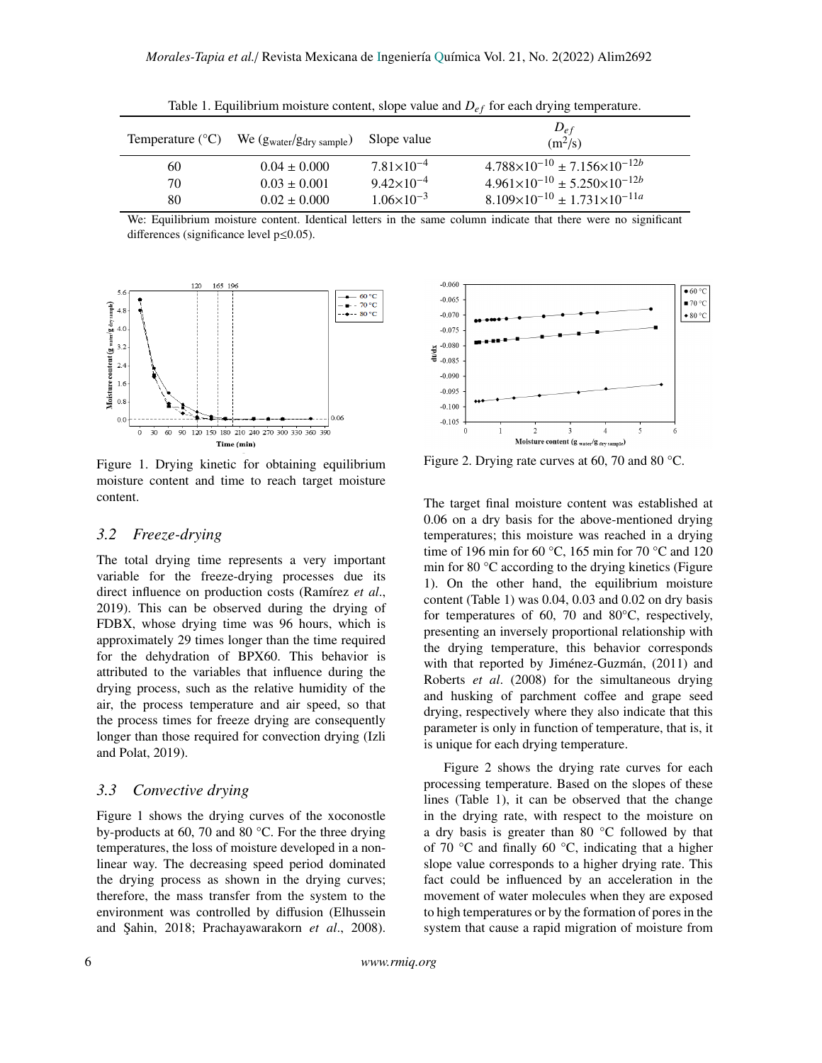Table 1. Equilibrium moisture content, slope value and $D_{ef}$ for each drying temperature.

| Temperature (°C) | We ($g_{water}/g_{dry\ sample}$) | Slope value | $D_{ef}$ ($m^2/s$) |
|---|---|---|---|
| 60 | 0.04 ± 0.000 | $7.81\times10^{-4}$ | $4.788\times10^{-10} \pm 7.156\times10^{-12b}$ |
| 70 | 0.03 ± 0.001 | $9.42\times10^{-4}$ | $4.961\times10^{-10} \pm 5.250\times10^{-12b}$ |
| 80 | 0.02 ± 0.000 | $1.06\times10^{-3}$ | $8.109\times10^{-10} \pm 1.731\times10^{-11a}$ |

We: Equilibrium moisture content. Identical letters in the same column indicate that there were no significant differences (significance level $p \leq 0.05$).

Figure 1. Drying kinetic for obtaining equilibrium moisture content and time to reach target moisture content.

Figure 2. Drying rate curves at 60, 70 and 80 °C.

### *3.2 Freeze-drying*

The total drying time represents a very important variable for the freeze-drying processes due its direct influence on production costs (Ramírez *et al*., 2019). This can be observed during the drying of FDBX, whose drying time was 96 hours, which is approximately 29 times longer than the time required for the dehydration of BPX60. This behavior is attributed to the variables that influence during the drying process, such as the relative humidity of the air, the process temperature and air speed, so that the process times for freeze drying are consequently longer than those required for convection drying (Izli and Polat, 2019).

### *3.3 Convective drying*

Figure 1 shows the drying curves of the xoconostle by-products at 60, 70 and 80 °C. For the three drying temperatures, the loss of moisture developed in a non-linear way. The decreasing speed period dominated the drying process as shown in the drying curves; therefore, the mass transfer from the system to the environment was controlled by diffusion (Elhussein and Şahin, 2018; Prachayawarakorn *et al*., 2008).

The target final moisture content was established at 0.06 on a dry basis for the above-mentioned drying temperatures; this moisture was reached in a drying time of 196 min for 60 °C, 165 min for 70 °C and 120 min for 80 °C according to the drying kinetics (Figure 1). On the other hand, the equilibrium moisture content (Table 1) was 0.04, 0.03 and 0.02 on dry basis for temperatures of 60, 70 and 80°C, respectively, presenting an inversely proportional relationship with the drying temperature, this behavior corresponds with that reported by Jiménez-Guzmán, (2011) and Roberts *et al*. (2008) for the simultaneous drying and husking of parchment coffee and grape seed drying, respectively where they also indicate that this parameter is only in function of temperature, that is, it is unique for each drying temperature.

Figure 2 shows the drying rate curves for each processing temperature. Based on the slopes of these lines (Table 1), it can be observed that the change in the drying rate, with respect to the moisture on a dry basis is greater than 80 °C followed by that of 70 °C and finally 60 °C, indicating that a higher slope value corresponds to a higher drying rate. This fact could be influenced by an acceleration in the movement of water molecules when they are exposed to high temperatures or by the formation of pores in the system that cause a rapid migration of moisture from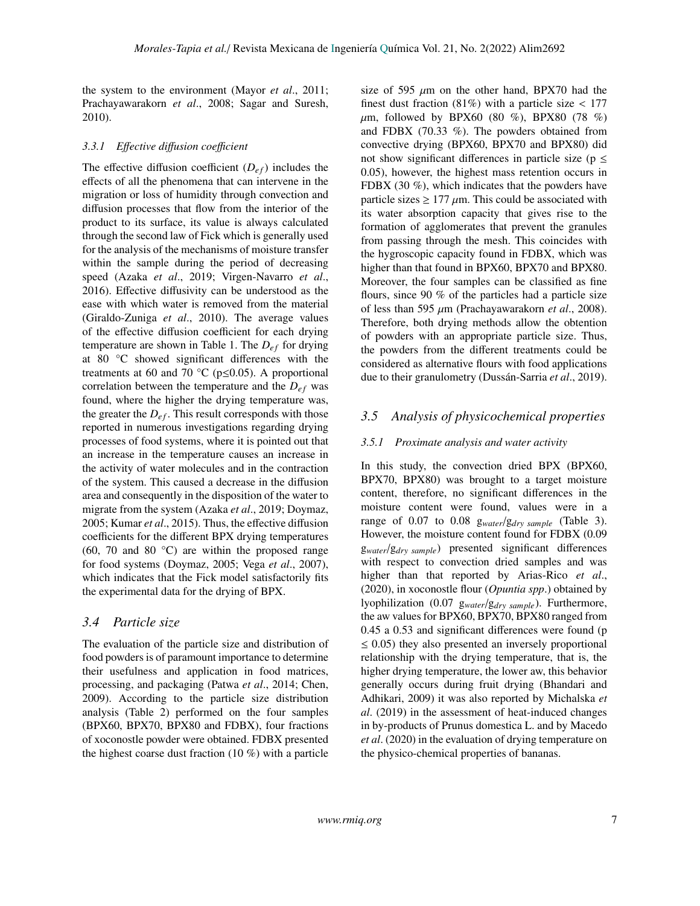the system to the environment (Mayor *et al*., 2011; Prachayawarakorn *et al*., 2008; Sagar and Suresh, 2010).

#### 3.3.1 *Effective diffusion coefficient*

The effective diffusion coefficient ($D_{ef}$) includes the effects of all the phenomena that can intervene in the migration or loss of humidity through convection and diffusion processes that flow from the interior of the product to its surface, its value is always calculated through the second law of Fick which is generally used for the analysis of the mechanisms of moisture transfer within the sample during the period of decreasing speed (Azaka *et al*., 2019; Virgen-Navarro *et al*., 2016). Effective diffusivity can be understood as the ease with which water is removed from the material (Giraldo-Zuniga *et al*., 2010). The average values of the effective diffusion coefficient for each drying temperature are shown in Table 1. The $D_{ef}$ for drying at 80 °C showed significant differences with the treatments at 60 and 70 °C ($p \leq 0.05$). A proportional correlation between the temperature and the $D_{ef}$ was found, where the higher the drying temperature was, the greater the $D_{ef}$. This result corresponds with those reported in numerous investigations regarding drying processes of food systems, where it is pointed out that an increase in the temperature causes an increase in the activity of water molecules and in the contraction of the system. This caused a decrease in the diffusion area and consequently in the disposition of the water to migrate from the system (Azaka *et al*., 2019; Doymaz, 2005; Kumar *et al*., 2015). Thus, the effective diffusion coefficients for the different BPX drying temperatures (60, 70 and 80 °C) are within the proposed range for food systems (Doymaz, 2005; Vega *et al*., 2007), which indicates that the Fick model satisfactorily fits the experimental data for the drying of BPX.

## 3.4 *Particle size*

The evaluation of the particle size and distribution of food powders is of paramount importance to determine their usefulness and application in food matrices, processing, and packaging (Patwa *et al*., 2014; Chen, 2009). According to the particle size distribution analysis (Table 2) performed on the four samples (BPX60, BPX70, BPX80 and FDBX), four fractions of xoconostle powder were obtained. FDBX presented the highest coarse dust fraction (10 %) with a particle size of 595 $\mu$m on the other hand, BPX70 had the finest dust fraction (81%) with a particle size < 177 $\mu$m, followed by BPX60 (80 %), BPX80 (78 %) and FDBX (70.33 %). The powders obtained from convective drying (BPX60, BPX70 and BPX80) did not show significant differences in particle size ($p \leq 0.05$), however, the highest mass retention occurs in FDBX (30 %), which indicates that the powders have particle sizes ≥ 177 $\mu$m. This could be associated with its water absorption capacity that gives rise to the formation of agglomerates that prevent the granules from passing through the mesh. This coincides with the hygroscopic capacity found in FDBX, which was higher than that found in BPX60, BPX70 and BPX80. Moreover, the four samples can be classified as fine flours, since 90 % of the particles had a particle size of less than 595 $\mu$m (Prachayawarakorn *et al*., 2008). Therefore, both drying methods allow the obtention of powders with an appropriate particle size. Thus, the powders from the different treatments could be considered as alternative flours with food applications due to their granulometry (Dussán-Sarria *et al*., 2019).

## 3.5 *Analysis of physicochemical properties*

#### 3.5.1 *Proximate analysis and water activity*

In this study, the convection dried BPX (BPX60, BPX70, BPX80) was brought to a target moisture content, therefore, no significant differences in the moisture content were found, values were in a range of 0.07 to 0.08 $g_{water}/g_{dry\ sample}$ (Table 3). However, the moisture content found for FDBX (0.09 $g_{water}/g_{dry\ sample}$) presented significant differences with respect to convection dried samples and was higher than that reported by Arias-Rico *et al*., (2020), in xoconostle flour (*Opuntia spp*.) obtained by lyophilization (0.07 $g_{water}/g_{dry\ sample}$). Furthermore, the aw values for BPX60, BPX70, BPX80 ranged from 0.45 a 0.53 and significant differences were found ($p \leq 0.05$) they also presented an inversely proportional relationship with the drying temperature, that is, the higher drying temperature, the lower aw, this behavior generally occurs during fruit drying (Bhandari and Adhikari, 2009) it was also reported by Michalska *et al*. (2019) in the assessment of heat-induced changes in by-products of Prunus domestica L. and by Macedo *et al*. (2020) in the evaluation of drying temperature on the physico-chemical properties of bananas.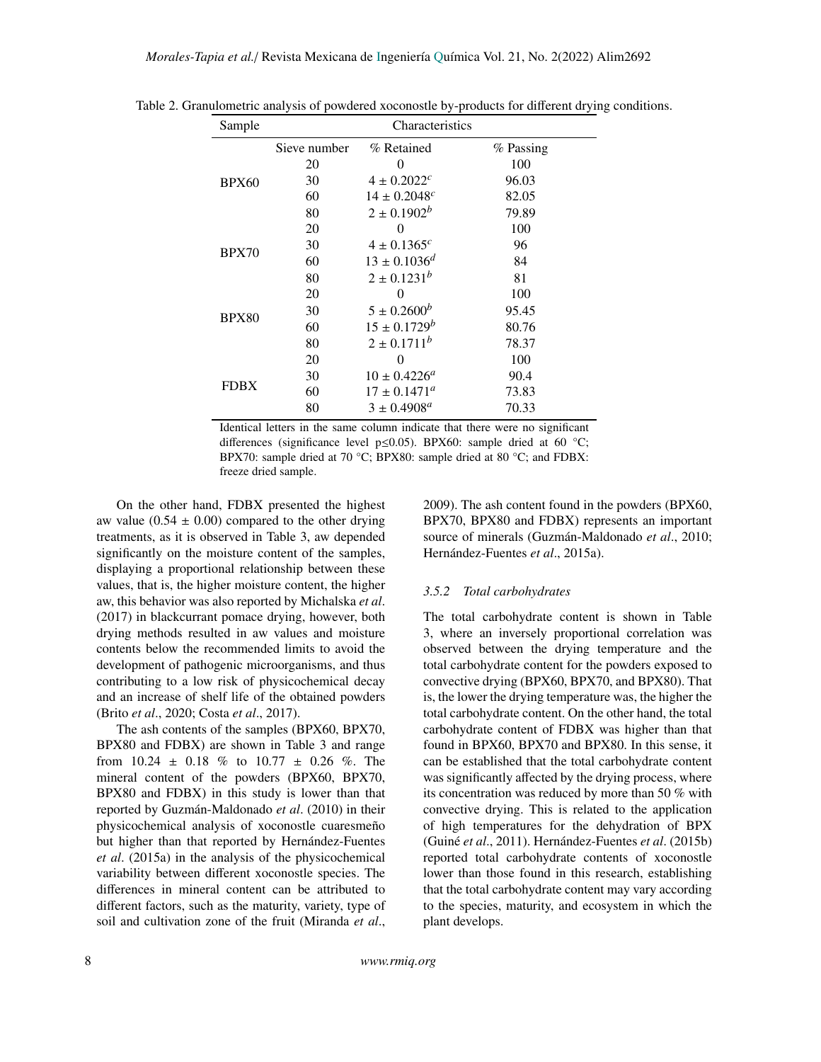Table 2. Granulometric analysis of powdered xoconostle by-products for different drying conditions.

| Sample | Sieve number | % Retained | % Passing |
|---|---|---|---|
| BPX60 | 20 | 0 | 100 |
| | 30 | $4 \pm 0.2022^c$ | 96.03 |
| | 60 | $14 \pm 0.2048^c$ | 82.05 |
| | 80 | $2 \pm 0.1902^b$ | 79.89 |
| BPX70 | 20 | 0 | 100 |
| | 30 | $4 \pm 0.1365^c$ | 96 |
| | 60 | $13 \pm 0.1036^d$ | 84 |
| | 80 | $2 \pm 0.1231^b$ | 81 |
| BPX80 | 20 | 0 | 100 |
| | 30 | $5 \pm 0.2600^b$ | 95.45 |
| | 60 | $15 \pm 0.1729^b$ | 80.76 |
| | 80 | $2 \pm 0.1711^b$ | 78.37 |
| FDBX | 20 | 0 | 100 |
| | 30 | $10 \pm 0.4226^a$ | 90.4 |
| | 60 | $17 \pm 0.1471^a$ | 73.83 |
| | 80 | $3 \pm 0.4908^a$ | 70.33 |

Identical letters in the same column indicate that there were no significant differences (significance level $p \leq 0.05$). BPX60: sample dried at 60 °C; BPX70: sample dried at 70 °C; BPX80: sample dried at 80 °C; and FDBX: freeze dried sample.

On the other hand, FDBX presented the highest aw value ($0.54 \pm 0.00$) compared to the other drying treatments, as it is observed in Table 3, aw depended significantly on the moisture content of the samples, displaying a proportional relationship between these values, that is, the higher moisture content, the higher aw, this behavior was also reported by Michalska *et al*. (2017) in blackcurrant pomace drying, however, both drying methods resulted in aw values and moisture contents below the recommended limits to avoid the development of pathogenic microorganisms, and thus contributing to a low risk of physicochemical decay and an increase of shelf life of the obtained powders (Brito *et al*., 2020; Costa *et al*., 2017).

The ash contents of the samples (BPX60, BPX70, BPX80 and FDBX) are shown in Table 3 and range from $10.24 \pm 0.18$ % to $10.77 \pm 0.26$ %. The mineral content of the powders (BPX60, BPX70, BPX80 and FDBX) in this study is lower than that reported by Guzmán-Maldonado *et al*. (2010) in their physicochemical analysis of xoconostle cuaresmeño but higher than that reported by Hernández-Fuentes *et al*. (2015a) in the analysis of the physicochemical variability between different xoconostle species. The differences in mineral content can be attributed to different factors, such as the maturity, variety, type of soil and cultivation zone of the fruit (Miranda *et al*., 2009). The ash content found in the powders (BPX60, BPX70, BPX80 and FDBX) represents an important source of minerals (Guzmán-Maldonado *et al*., 2010; Hernández-Fuentes *et al*., 2015a).

#### *3.5.2 Total carbohydrates*

The total carbohydrate content is shown in Table 3, where an inversely proportional correlation was observed between the drying temperature and the total carbohydrate content for the powders exposed to convective drying (BPX60, BPX70, and BPX80). That is, the lower the drying temperature was, the higher the total carbohydrate content. On the other hand, the total carbohydrate content of FDBX was higher than that found in BPX60, BPX70 and BPX80. In this sense, it can be established that the total carbohydrate content was significantly affected by the drying process, where its concentration was reduced by more than 50 % with convective drying. This is related to the application of high temperatures for the dehydration of BPX (Guiné *et al*., 2011). Hernández-Fuentes *et al*. (2015b) reported total carbohydrate contents of xoconostle lower than those found in this research, establishing that the total carbohydrate content may vary according to the species, maturity, and ecosystem in which the plant develops.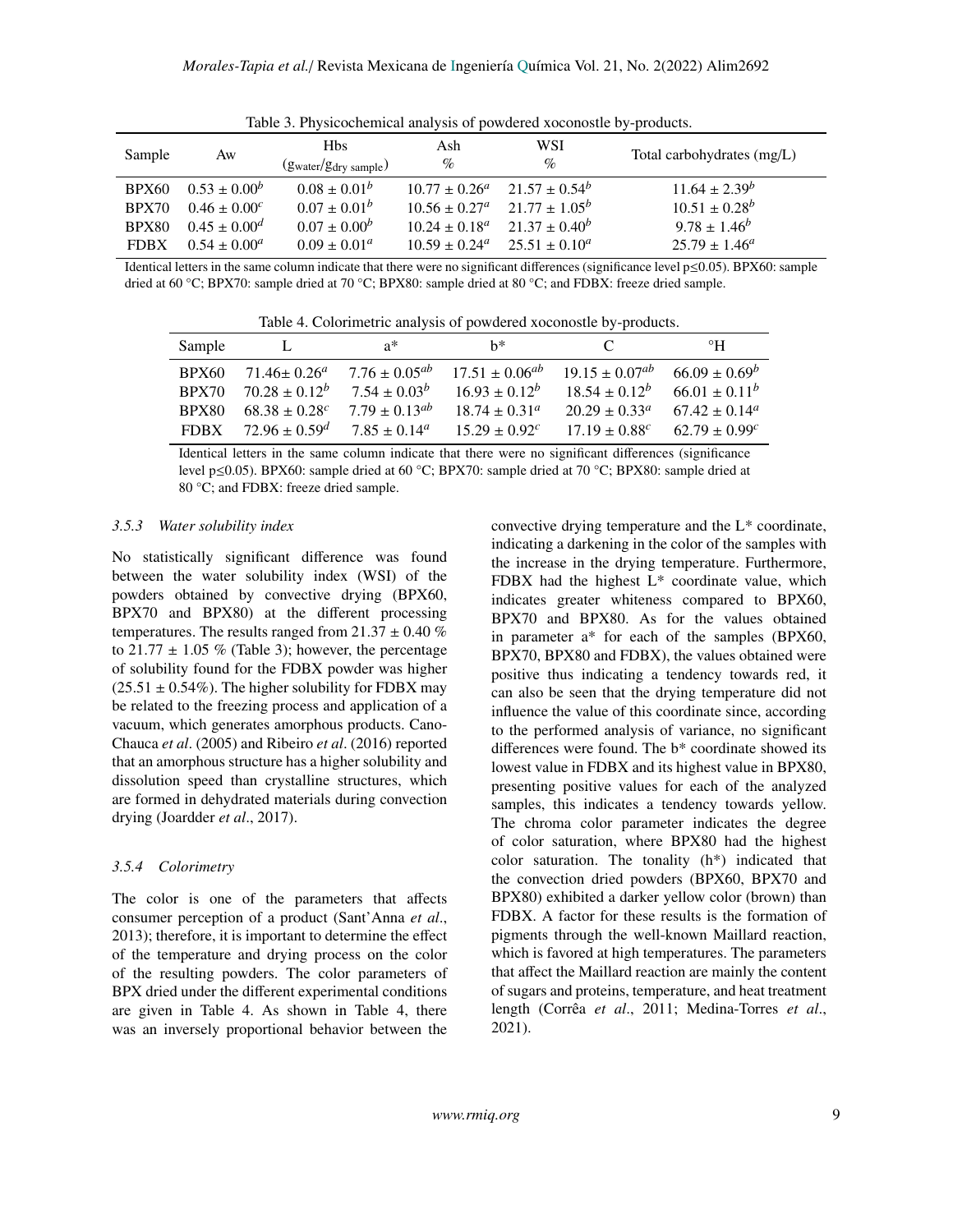Table 3. Physicochemical analysis of powdered xoconostle by-products.

| Sample | Aw | Hbs ($g_{water}/g_{dry\ sample}$) | Ash % | WSI % | Total carbohydrates (mg/L) |
|---|---|---|---|---|---|
| BPX60 | $0.53 \pm 0.00^{b}$ | $0.08 \pm 0.01^{b}$ | $10.77 \pm 0.26^{a}$ | $21.57 \pm 0.54^{b}$ | $11.64 \pm 2.39^{b}$ |
| BPX70 | $0.46 \pm 0.00^{c}$ | $0.07 \pm 0.01^{b}$ | $10.56 \pm 0.27^{a}$ | $21.77 \pm 1.05^{b}$ | $10.51 \pm 0.28^{b}$ |
| BPX80 | $0.45 \pm 0.00^{d}$ | $0.07 \pm 0.00^{b}$ | $10.24 \pm 0.18^{a}$ | $21.37 \pm 0.40^{b}$ | $9.78 \pm 1.46^{b}$ |
| FDBX | $0.54 \pm 0.00^{a}$ | $0.09 \pm 0.01^{a}$ | $10.59 \pm 0.24^{a}$ | $25.51 \pm 0.10^{a}$ | $25.79 \pm 1.46^{a}$ |

Identical letters in the same column indicate that there were no significant differences (significance level $p \leq 0.05$). BPX60: sample dried at 60 °C; BPX70: sample dried at 70 °C; BPX80: sample dried at 80 °C; and FDBX: freeze dried sample.

Table 4. Colorimetric analysis of powdered xoconostle by-products.

| Sample | L | a* | b* | C | °H |
|---|---|---|---|---|---|
| BPX60 | $71.46 \pm 0.26^{a}$ | $7.76 \pm 0.05^{ab}$ | $17.51 \pm 0.06^{ab}$ | $19.15 \pm 0.07^{ab}$ | $66.09 \pm 0.69^{b}$ |
| BPX70 | $70.28 \pm 0.12^{b}$ | $7.54 \pm 0.03^{b}$ | $16.93 \pm 0.12^{b}$ | $18.54 \pm 0.12^{b}$ | $66.01 \pm 0.11^{b}$ |
| BPX80 | $68.38 \pm 0.28^{c}$ | $7.79 \pm 0.13^{ab}$ | $18.74 \pm 0.31^{a}$ | $20.29 \pm 0.33^{a}$ | $67.42 \pm 0.14^{a}$ |
| FDBX | $72.96 \pm 0.59^{d}$ | $7.85 \pm 0.14^{a}$ | $15.29 \pm 0.92^{c}$ | $17.19 \pm 0.88^{c}$ | $62.79 \pm 0.99^{c}$ |

Identical letters in the same column indicate that there were no significant differences (significance level $p \leq 0.05$). BPX60: sample dried at 60 °C; BPX70: sample dried at 70 °C; BPX80: sample dried at 80 °C; and FDBX: freeze dried sample.

### *3.5.3 Water solubility index*

No statistically significant difference was found between the water solubility index (WSI) of the powders obtained by convective drying (BPX60, BPX70 and BPX80) at the different processing temperatures. The results ranged from 21.37 ± 0.40 % to 21.77 ± 1.05 % (Table 3); however, the percentage of solubility found for the FDBX powder was higher (25.51 ± 0.54%). The higher solubility for FDBX may be related to the freezing process and application of a vacuum, which generates amorphous products. Cano-Chauca *et al*. (2005) and Ribeiro *et al*. (2016) reported that an amorphous structure has a higher solubility and dissolution speed than crystalline structures, which are formed in dehydrated materials during convection drying (Joardder *et al*., 2017).

### *3.5.4 Colorimetry*

The color is one of the parameters that affects consumer perception of a product (Sant'Anna *et al*., 2013); therefore, it is important to determine the effect of the temperature and drying process on the color of the resulting powders. The color parameters of BPX dried under the different experimental conditions are given in Table 4. As shown in Table 4, there was an inversely proportional behavior between the convective drying temperature and the L* coordinate, indicating a darkening in the color of the samples with the increase in the drying temperature. Furthermore, FDBX had the highest L* coordinate value, which indicates greater whiteness compared to BPX60, BPX70 and BPX80. As for the values obtained in parameter a* for each of the samples (BPX60, BPX70, BPX80 and FDBX), the values obtained were positive thus indicating a tendency towards red, it can also be seen that the drying temperature did not influence the value of this coordinate since, according to the performed analysis of variance, no significant differences were found. The b* coordinate showed its lowest value in FDBX and its highest value in BPX80, presenting positive values for each of the analyzed samples, this indicates a tendency towards yellow. The chroma color parameter indicates the degree of color saturation, where BPX80 had the highest color saturation. The tonality (h*) indicated that the convection dried powders (BPX60, BPX70 and BPX80) exhibited a darker yellow color (brown) than FDBX. A factor for these results is the formation of pigments through the well-known Maillard reaction, which is favored at high temperatures. The parameters that affect the Maillard reaction are mainly the content of sugars and proteins, temperature, and heat treatment length (Corrêa *et al*., 2011; Medina-Torres *et al*., 2021).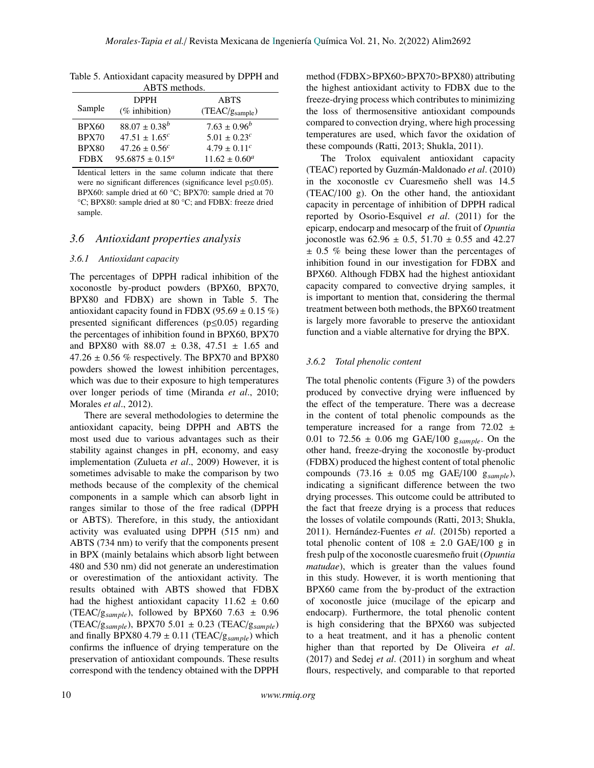Table 5. Antioxidant capacity measured by DPPH and ABTS methods.

| Sample | DPPH (% inhibition) | ABTS ($TEAC/g_{sample}$) |
|---|---|---|
| BPX60 | $88.07 \pm 0.38^b$ | $7.63 \pm 0.96^b$ |
| BPX70 | $47.51 \pm 1.65^c$ | $5.01 \pm 0.23^c$ |
| BPX80 | $47.26 \pm 0.56^c$ | $4.79 \pm 0.11^c$ |
| FDBX | $95.6875 \pm 0.15^a$ | $11.62 \pm 0.60^a$ |

Identical letters in the same column indicate that there were no significant differences (significance level $p \leq 0.05$). BPX60: sample dried at 60 °C; BPX70: sample dried at 70 °C; BPX80: sample dried at 80 °C; and FDBX: freeze dried sample.

## 3.6 *Antioxidant properties analysis*

### 3.6.1 *Antioxidant capacity*

The percentages of DPPH radical inhibition of the xoconostle by-product powders (BPX60, BPX70, BPX80 and FDBX) are shown in Table 5. The antioxidant capacity found in FDBX (95.69 ± 0.15 %) presented significant differences ($p \leq 0.05$) regarding the percentages of inhibition found in BPX60, BPX70 and BPX80 with 88.07 ± 0.38, 47.51 ± 1.65 and 47.26 ± 0.56 % respectively. The BPX70 and BPX80 powders showed the lowest inhibition percentages, which was due to their exposure to high temperatures over longer periods of time (Miranda *et al*., 2010; Morales *et al*., 2012).

There are several methodologies to determine the antioxidant capacity, being DPPH and ABTS the most used due to various advantages such as their stability against changes in pH, economy, and easy implementation (Zulueta *et al*., 2009) However, it is sometimes advisable to make the comparison by two methods because of the complexity of the chemical components in a sample which can absorb light in ranges similar to those of the free radical (DPPH or ABTS). Therefore, in this study, the antioxidant activity was evaluated using DPPH (515 nm) and ABTS (734 nm) to verify that the components present in BPX (mainly betalains which absorb light between 480 and 530 nm) did not generate an underestimation or overestimation of the antioxidant activity. The results obtained with ABTS showed that FDBX had the highest antioxidant capacity 11.62 ± 0.60 ($TEAC/g_{sample}$), followed by BPX60 7.63 ± 0.96 ($TEAC/g_{sample}$), BPX70 5.01 ± 0.23 ($TEAC/g_{sample}$) and finally BPX80 4.79 ± 0.11 ($TEAC/g_{sample}$) which confirms the influence of drying temperature on the preservation of antioxidant compounds. These results correspond with the tendency obtained with the DPPH method (FDBX>BPX60>BPX70>BPX80) attributing the highest antioxidant activity to FDBX due to the freeze-drying process which contributes to minimizing the loss of thermosensitive antioxidant compounds compared to convection drying, where high processing temperatures are used, which favor the oxidation of these compounds (Ratti, 2013; Shukla, 2011).

The Trolox equivalent antioxidant capacity (TEAC) reported by Guzmán-Maldonado *et al*. (2010) in the xoconostle cv Cuaresmeño shell was 14.5 (TEAC/100 g). On the other hand, the antioxidant capacity in percentage of inhibition of DPPH radical reported by Osorio-Esquivel *et al*. (2011) for the epicarp, endocarp and mesocarp of the fruit of *Opuntia* joconostle was 62.96 ± 0.5, 51.70 ± 0.55 and 42.27 ± 0.5 % being these lower than the percentages of inhibition found in our investigation for FDBX and BPX60. Although FDBX had the highest antioxidant capacity compared to convective drying samples, it is important to mention that, considering the thermal treatment between both methods, the BPX60 treatment is largely more favorable to preserve the antioxidant function and a viable alternative for drying the BPX.

### 3.6.2 *Total phenolic content*

The total phenolic contents (Figure 3) of the powders produced by convective drying were influenced by the effect of the temperature. There was a decrease in the content of total phenolic compounds as the temperature increased for a range from 72.02 ± 0.01 to 72.56 ± 0.06 mg GAE/100 $g_{sample}$. On the other hand, freeze-drying the xoconostle by-product (FDBX) produced the highest content of total phenolic compounds (73.16 ± 0.05 mg GAE/100 $g_{sample}$), indicating a significant difference between the two drying processes. This outcome could be attributed to the fact that freeze drying is a process that reduces the losses of volatile compounds (Ratti, 2013; Shukla, 2011). Hernández-Fuentes *et al*. (2015b) reported a total phenolic content of 108 ± 2.0 GAE/100 g in fresh pulp of the xoconostle cuaresmeño fruit (*Opuntia matudae*), which is greater than the values found in this study. However, it is worth mentioning that BPX60 came from the by-product of the extraction of xoconostle juice (mucilage of the epicarp and endocarp). Furthermore, the total phenolic content is high considering that the BPX60 was subjected to a heat treatment, and it has a phenolic content higher than that reported by De Oliveira *et al*. (2017) and Sedej *et al*. (2011) in sorghum and wheat flours, respectively, and comparable to that reported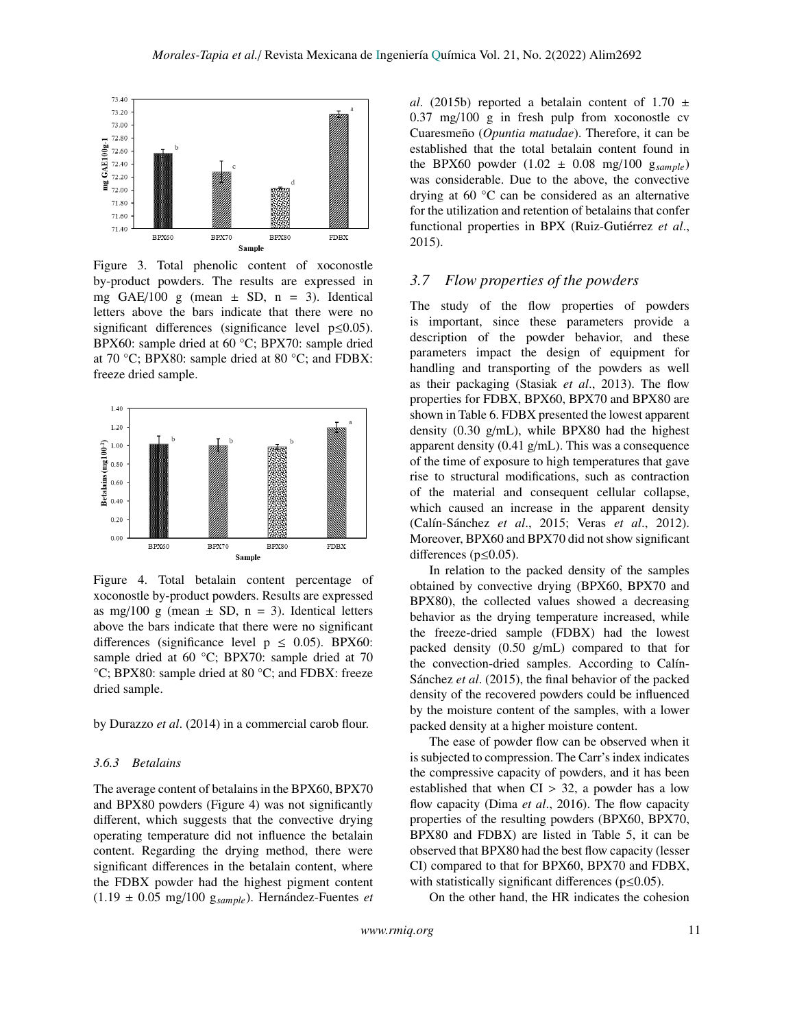Figure 3. Total phenolic content of xoconostle by-product powders. The results are expressed in mg GAE/100 g (mean ± SD, n = 3). Identical letters above the bars indicate that there were no significant differences (significance level p≤0.05). BPX60: sample dried at 60 °C; BPX70: sample dried at 70 °C; BPX80: sample dried at 80 °C; and FDBX: freeze dried sample.

Figure 4. Total betalain content percentage of xoconostle by-product powders. Results are expressed as mg/100 g (mean ± SD, n = 3). Identical letters above the bars indicate that there were no significant differences (significance level p ≤ 0.05). BPX60: sample dried at 60 °C; BPX70: sample dried at 70 °C; BPX80: sample dried at 80 °C; and FDBX: freeze dried sample.

by Durazzo *et al*. (2014) in a commercial carob flour.

#### 3.6.3 Betalains

The average content of betalains in the BPX60, BPX70 and BPX80 powders (Figure 4) was not significantly different, which suggests that the convective drying operating temperature did not influence the betalain content. Regarding the drying method, there were significant differences in the betalain content, where the FDBX powder had the highest pigment content (1.19 ± 0.05 mg/100 $g_{sample}$). Hernández-Fuentes *et al*. (2015b) reported a betalain content of 1.70 ± 0.37 mg/100 g in fresh pulp from xoconostle cv Cuaresmeño (*Opuntia matudae*). Therefore, it can be established that the total betalain content found in the BPX60 powder (1.02 ± 0.08 mg/100 $g_{sample}$) was considerable. Due to the above, the convective drying at 60 °C can be considered as an alternative for the utilization and retention of betalains that confer functional properties in BPX (Ruiz-Gutiérrez *et al*., 2015).

### 3.7 Flow properties of the powders

The study of the flow properties of powders is important, since these parameters provide a description of the powder behavior, and these parameters impact the design of equipment for handling and transporting of the powders as well as their packaging (Stasiak *et al*., 2013). The flow properties for FDBX, BPX60, BPX70 and BPX80 are shown in Table 6. FDBX presented the lowest apparent density (0.30 g/mL), while BPX80 had the highest apparent density (0.41 g/mL). This was a consequence of the time of exposure to high temperatures that gave rise to structural modifications, such as contraction of the material and consequent cellular collapse, which caused an increase in the apparent density (Calín-Sánchez *et al*., 2015; Veras *et al*., 2012). Moreover, BPX60 and BPX70 did not show significant differences (p≤0.05).

In relation to the packed density of the samples obtained by convective drying (BPX60, BPX70 and BPX80), the collected values showed a decreasing behavior as the drying temperature increased, while the freeze-dried sample (FDBX) had the lowest packed density (0.50 g/mL) compared to that for the convection-dried samples. According to Calín-Sánchez *et al*. (2015), the final behavior of the packed density of the recovered powders could be influenced by the moisture content of the samples, with a lower packed density at a higher moisture content.

The ease of powder flow can be observed when it is subjected to compression. The Carr's index indicates the compressive capacity of powders, and it has been established that when CI > 32, a powder has a low flow capacity (Dima *et al*., 2016). The flow capacity properties of the resulting powders (BPX60, BPX70, BPX80 and FDBX) are listed in Table 5, it can be observed that BPX80 had the best flow capacity (lesser CI) compared to that for BPX60, BPX70 and FDBX, with statistically significant differences (p≤0.05).

On the other hand, the HR indicates the cohesion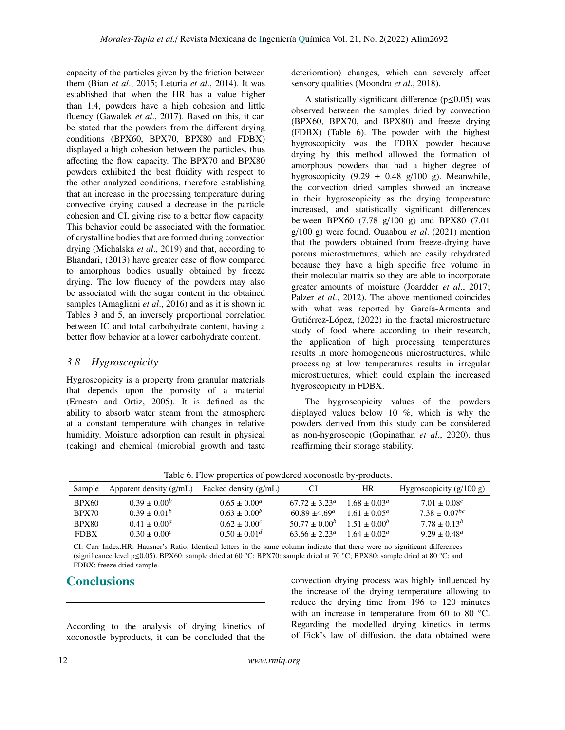capacity of the particles given by the friction between them (Bian *et al*., 2015; Leturia *et al*., 2014). It was established that when the HR has a value higher than 1.4, powders have a high cohesion and little fluency (Gawalek *et al*., 2017). Based on this, it can be stated that the powders from the different drying conditions (BPX60, BPX70, BPX80 and FDBX) displayed a high cohesion between the particles, thus affecting the flow capacity. The BPX70 and BPX80 powders exhibited the best fluidity with respect to the other analyzed conditions, therefore establishing that an increase in the processing temperature during convective drying caused a decrease in the particle cohesion and CI, giving rise to a better flow capacity. This behavior could be associated with the formation of crystalline bodies that are formed during convection drying (Michalska *et al*., 2019) and that, according to Bhandari, (2013) have greater ease of flow compared to amorphous bodies usually obtained by freeze drying. The low fluency of the powders may also be associated with the sugar content in the obtained samples (Amagliani *et al*., 2016) and as it is shown in Tables 3 and 5, an inversely proportional correlation between IC and total carbohydrate content, having a better flow behavior at a lower carbohydrate content.

### *3.8 Hygroscopicity*

Hygroscopicity is a property from granular materials that depends upon the porosity of a material (Ernesto and Ortiz, 2005). It is defined as the ability to absorb water steam from the atmosphere at a constant temperature with changes in relative humidity. Moisture adsorption can result in physical (caking) and chemical (microbial growth and taste deterioration) changes, which can severely affect sensory qualities (Moondra *et al*., 2018).

A statistically significant difference ($p \leq 0.05$) was observed between the samples dried by convection (BPX60, BPX70, and BPX80) and freeze drying (FDBX) (Table 6). The powder with the highest hygroscopicity was the FDBX powder because drying by this method allowed the formation of amorphous powders that had a higher degree of hygroscopicity (9.29 ± 0.48 g/100 g). Meanwhile, the convection dried samples showed an increase in their hygroscopicity as the drying temperature increased, and statistically significant differences between BPX60 (7.78 g/100 g) and BPX80 (7.01 g/100 g) were found. Ouaabou *et al*. (2021) mention that the powders obtained from freeze-drying have porous microstructures, which are easily rehydrated because they have a high specific free volume in their molecular matrix so they are able to incorporate greater amounts of moisture (Joardder *et al*., 2017; Palzer *et al*., 2012). The above mentioned coincides with what was reported by García-Armenta and Gutiérrez-López, (2022) in the fractal microstructure study of food where according to their research, the application of high processing temperatures results in more homogeneous microstructures, while processing at low temperatures results in irregular microstructures, which could explain the increased hygroscopicity in FDBX.

The hygroscopicity values of the powders displayed values below 10 %, which is why the powders derived from this study can be considered as non-hygroscopic (Gopinathan *et al*., 2020), thus reaffirming their storage stability.

Table 6. Flow properties of powdered xoconostle by-products.

| Sample | Apparent density (g/mL) | Packed density (g/mL) | CI | HR | Hygroscopicity (g/100 g) |
|---|---|---|---|---|---|
| BPX60 | $0.39 \pm 0.00^{b}$ | $0.65 \pm 0.00^{a}$ | $67.72 \pm 3.23^{a}$ | $1.68 \pm 0.03^{a}$ | $7.01 \pm 0.08^{c}$ |
| BPX70 | $0.39 \pm 0.01^{b}$ | $0.63 \pm 0.00^{b}$ | $60.89 \pm 4.69^{a}$ | $1.61 \pm 0.05^{a}$ | $7.38 \pm 0.07^{bc}$ |
| BPX80 | $0.41 \pm 0.00^{a}$ | $0.62 \pm 0.00^{c}$ | $50.77 \pm 0.00^{b}$ | $1.51 \pm 0.00^{b}$ | $7.78 \pm 0.13^{b}$ |
| FDBX | $0.30 \pm 0.00^{c}$ | $0.50 \pm 0.01^{d}$ | $63.66 \pm 2.23^{a}$ | $1.64 \pm 0.02^{a}$ | $9.29 \pm 0.48^{a}$ |

CI: Carr Index.HR: Hausner's Ratio. Identical letters in the same column indicate that there were no significant differences (significance level $p \leq 0.05$). BPX60: sample dried at 60 °C; BPX70: sample dried at 70 °C; BPX80: sample dried at 80 °C; and FDBX: freeze dried sample.

## Conclusions

According to the analysis of drying kinetics of xoconostle byproducts, it can be concluded that the convection drying process was highly influenced by the increase of the drying temperature allowing to reduce the drying time from 196 to 120 minutes with an increase in temperature from 60 to 80 °C. Regarding the modelled drying kinetics in terms of Fick's law of diffusion, the data obtained were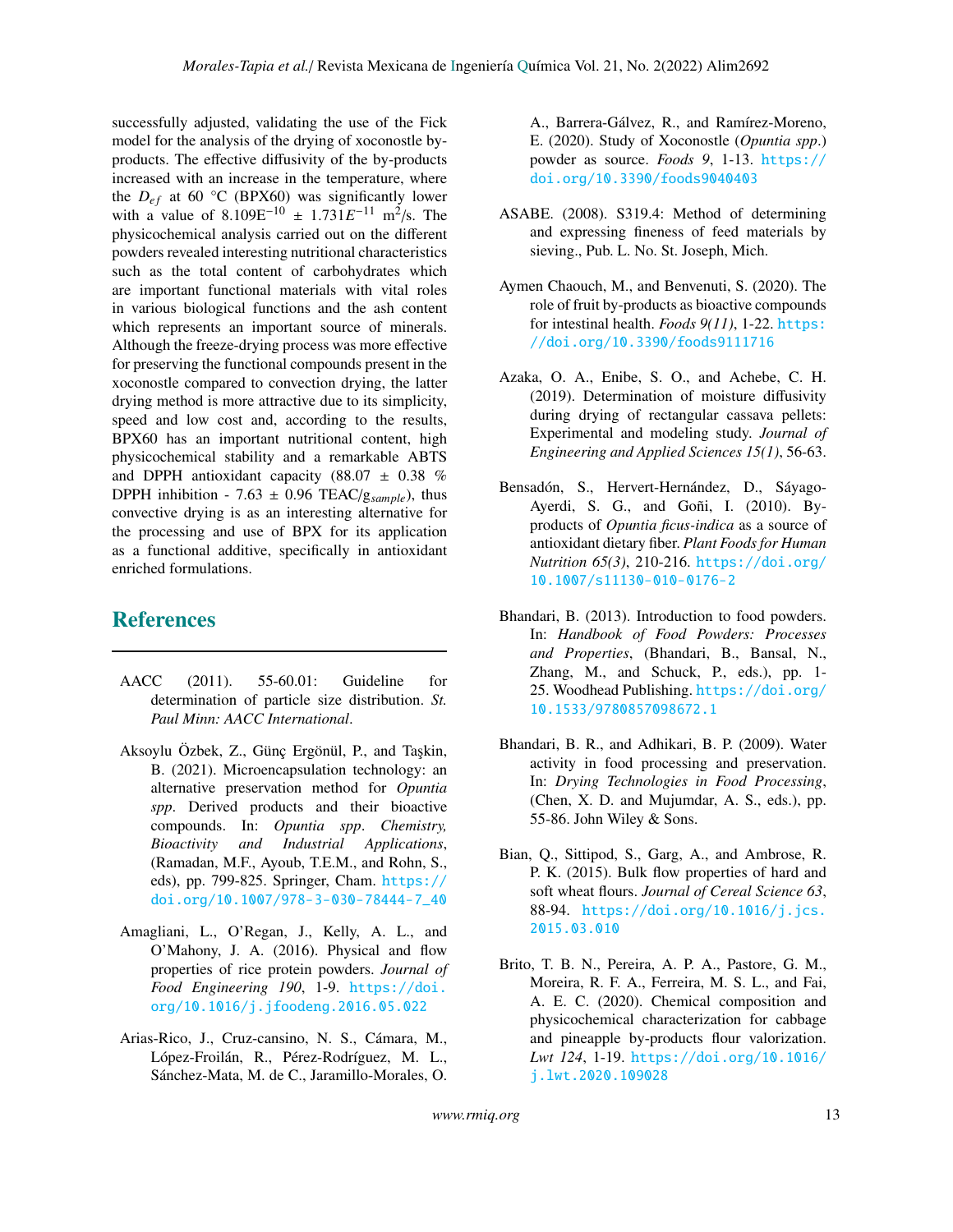successfully adjusted, validating the use of the Fick model for the analysis of the drying of xoconostle by-products. The effective diffusivity of the by-products increased with an increase in the temperature, where the $D_{ef}$ at 60 °C (BPX60) was significantly lower with a value of 8.109E$^{-10}$ ± 1.731$E^{-11}$ m$^2$/s. The physicochemical analysis carried out on the different powders revealed interesting nutritional characteristics such as the total content of carbohydrates which are important functional materials with vital roles in various biological functions and the ash content which represents an important source of minerals. Although the freeze-drying process was more effective for preserving the functional compounds present in the xoconostle compared to convection drying, the latter drying method is more attractive due to its simplicity, speed and low cost and, according to the results, BPX60 has an important nutritional content, high physicochemical stability and a remarkable ABTS and DPPH antioxidant capacity (88.07 ± 0.38 % DPPH inhibition - 7.63 ± 0.96 TEAC/g$_{sample}$), thus convective drying is as an interesting alternative for the processing and use of BPX for its application as a functional additive, specifically in antioxidant enriched formulations.

## References

AACC (2011). 55-60.01: Guideline for determination of particle size distribution. *St. Paul Minn: AACC International*.

Aksoylu Özbek, Z., Günç Ergönül, P., and Taşkin, B. (2021). Microencapsulation technology: an alternative preservation method for *Opuntia spp*. Derived products and their bioactive compounds. In: *Opuntia spp. Chemistry, Bioactivity and Industrial Applications*, (Ramadan, M.F., Ayoub, T.E.M., and Rohn, S., eds), pp. 799-825. Springer, Cham. https://doi.org/10.1007/978-3-030-78444-7_40

Amagliani, L., O'Regan, J., Kelly, A. L., and O'Mahony, J. A. (2016). Physical and flow properties of rice protein powders. *Journal of Food Engineering 190*, 1-9. https://doi.org/10.1016/j.jfoodeng.2016.05.022

Arias-Rico, J., Cruz-cansino, N. S., Cámara, M., López-Froilán, R., Pérez-Rodríguez, M. L., Sánchez-Mata, M. de C., Jaramillo-Morales, O. A., Barrera-Gálvez, R., and Ramírez-Moreno, E. (2020). Study of Xoconostle (*Opuntia spp.*) powder as source. *Foods 9*, 1-13. https://doi.org/10.3390/foods9040403

ASABE. (2008). S319.4: Method of determining and expressing fineness of feed materials by sieving., Pub. L. No. St. Joseph, Mich.

Aymen Chaouch, M., and Benvenuti, S. (2020). The role of fruit by-products as bioactive compounds for intestinal health. *Foods 9(11)*, 1-22. https://doi.org/10.3390/foods9111716

Azaka, O. A., Enibe, S. O., and Achebe, C. H. (2019). Determination of moisture diffusivity during drying of rectangular cassava pellets: Experimental and modeling study. *Journal of Engineering and Applied Sciences 15(1)*, 56-63.

Bensadón, S., Hervert-Hernández, D., Sáyago-Ayerdi, S. G., and Goñi, I. (2010). By-products of *Opuntia ficus-indica* as a source of antioxidant dietary fiber. *Plant Foods for Human Nutrition 65(3)*, 210-216. https://doi.org/10.1007/s11130-010-0176-2

Bhandari, B. (2013). Introduction to food powders. In: *Handbook of Food Powders: Processes and Properties*, (Bhandari, B., Bansal, N., Zhang, M., and Schuck, P., eds.), pp. 1-25. Woodhead Publishing. https://doi.org/10.1533/9780857098672.1

Bhandari, B. R., and Adhikari, B. P. (2009). Water activity in food processing and preservation. In: *Drying Technologies in Food Processing*, (Chen, X. D. and Mujumdar, A. S., eds.), pp. 55-86. John Wiley & Sons.

Bian, Q., Sittipod, S., Garg, A., and Ambrose, R. P. K. (2015). Bulk flow properties of hard and soft wheat flours. *Journal of Cereal Science 63*, 88-94. https://doi.org/10.1016/j.jcs.2015.03.010

Brito, T. B. N., Pereira, A. P. A., Pastore, G. M., Moreira, R. F. A., Ferreira, M. S. L., and Fai, A. E. C. (2020). Chemical composition and physicochemical characterization for cabbage and pineapple by-products flour valorization. *Lwt 124*, 1-19. https://doi.org/10.1016/j.lwt.2020.109028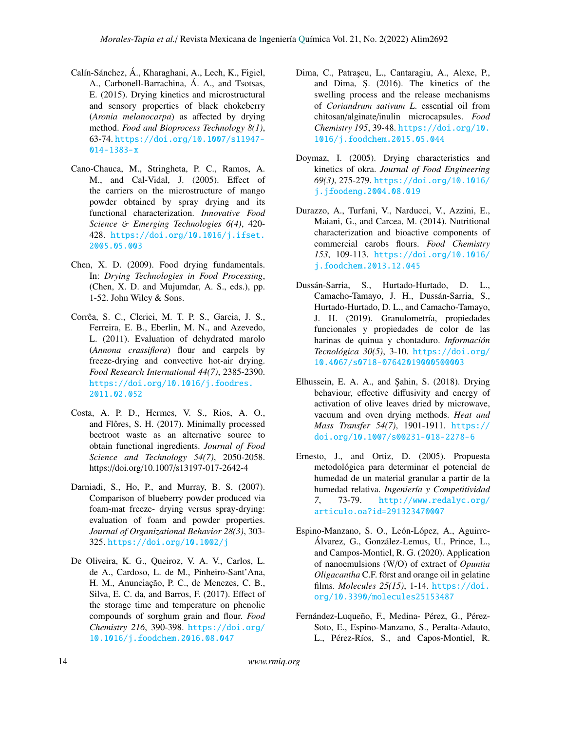Calín-Sánchez, Á., Kharaghani, A., Lech, K., Figiel, A., Carbonell-Barrachina, Á. A., and Tsotsas, E. (2015). Drying kinetics and microstructural and sensory properties of black chokeberry (*Aronia melanocarpa*) as affected by drying method. *Food and Bioprocess Technology 8(1)*, 63-74. https://doi.org/10.1007/s11947-014-1383-x

Cano-Chauca, M., Stringheta, P. C., Ramos, A. M., and Cal-Vidal, J. (2005). Effect of the carriers on the microstructure of mango powder obtained by spray drying and its functional characterization. *Innovative Food Science & Emerging Technologies 6(4)*, 420-428. https://doi.org/10.1016/j.ifset.2005.05.003

Chen, X. D. (2009). Food drying fundamentals. In: *Drying Technologies in Food Processing*, (Chen, X. D. and Mujumdar, A. S., eds.), pp. 1-52. John Wiley & Sons.

Corrêa, S. C., Clerici, M. T. P. S., Garcia, J. S., Ferreira, E. B., Eberlin, M. N., and Azevedo, L. (2011). Evaluation of dehydrated marolo (*Annona crassiflora*) flour and carpels by freeze-drying and convective hot-air drying. *Food Research International 44(7)*, 2385-2390. https://doi.org/10.1016/j.foodres.2011.02.052

Costa, A. P. D., Hermes, V. S., Rios, A. O., and Flôres, S. H. (2017). Minimally processed beetroot waste as an alternative source to obtain functional ingredients. *Journal of Food Science and Technology 54(7)*, 2050-2058. https://doi.org/10.1007/s13197-017-2642-4

Darniadi, S., Ho, P., and Murray, B. S. (2007). Comparison of blueberry powder produced via foam-mat freeze- drying versus spray-drying: evaluation of foam and powder properties. *Journal of Organizational Behavior 28(3)*, 303-325. https://doi.org/10.1002/j

De Oliveira, K. G., Queiroz, V. A. V., Carlos, L. de A., Cardoso, L. de M., Pinheiro-Sant'Ana, H. M., Anunciação, P. C., de Menezes, C. B., Silva, E. C. da, and Barros, F. (2017). Effect of the storage time and temperature on phenolic compounds of sorghum grain and flour. *Food Chemistry 216*, 390-398. https://doi.org/10.1016/j.foodchem.2016.08.047

Dima, C., Patraşcu, L., Cantaragiu, A., Alexe, P., and Dima, Ş. (2016). The kinetics of the swelling process and the release mechanisms of *Coriandrum sativum L.* essential oil from chitosan/alginate/inulin microcapsules. *Food Chemistry 195*, 39-48. https://doi.org/10.1016/j.foodchem.2015.05.044

Doymaz, I. (2005). Drying characteristics and kinetics of okra. *Journal of Food Engineering 69(3)*, 275-279. https://doi.org/10.1016/j.jfoodeng.2004.08.019

Durazzo, A., Turfani, V., Narducci, V., Azzini, E., Maiani, G., and Carcea, M. (2014). Nutritional characterization and bioactive components of commercial carobs flours. *Food Chemistry 153*, 109-113. https://doi.org/10.1016/j.foodchem.2013.12.045

Dussán-Sarria, S., Hurtado-Hurtado, D. L., Camacho-Tamayo, J. H., Dussán-Sarria, S., Hurtado-Hurtado, D. L., and Camacho-Tamayo, J. H. (2019). Granulometría, propiedades funcionales y propiedades de color de las harinas de quinua y chontaduro. *Información Tecnológica 30(5)*, 3-10. https://doi.org/10.4067/s0718-07642019000500003

Elhussein, E. A. A., and Şahin, S. (2018). Drying behaviour, effective diffusivity and energy of activation of olive leaves dried by microwave, vacuum and oven drying methods. *Heat and Mass Transfer 54(7)*, 1901-1911. https://doi.org/10.1007/s00231-018-2278-6

Ernesto, J., and Ortiz, D. (2005). Propuesta metodológica para determinar el potencial de humedad de un material granular a partir de la humedad relativa. *Ingeniería y Competitividad 7*, 73-79. http://www.redalyc.org/articulo.oa?id=291323470007

Espino-Manzano, S. O., León-López, A., Aguirre-Álvarez, G., González-Lemus, U., Prince, L., and Campos-Montiel, R. G. (2020). Application of nanoemulsions (W/O) of extract of *Opuntia Oligacantha* C.F. först and orange oil in gelatine films. *Molecules 25(15)*, 1-14. https://doi.org/10.3390/molecules25153487

Fernández-Luqueño, F., Medina- Pérez, G., Pérez-Soto, E., Espino-Manzano, S., Peralta-Adauto, L., Pérez-Ríos, S., and Capos-Montiel, R.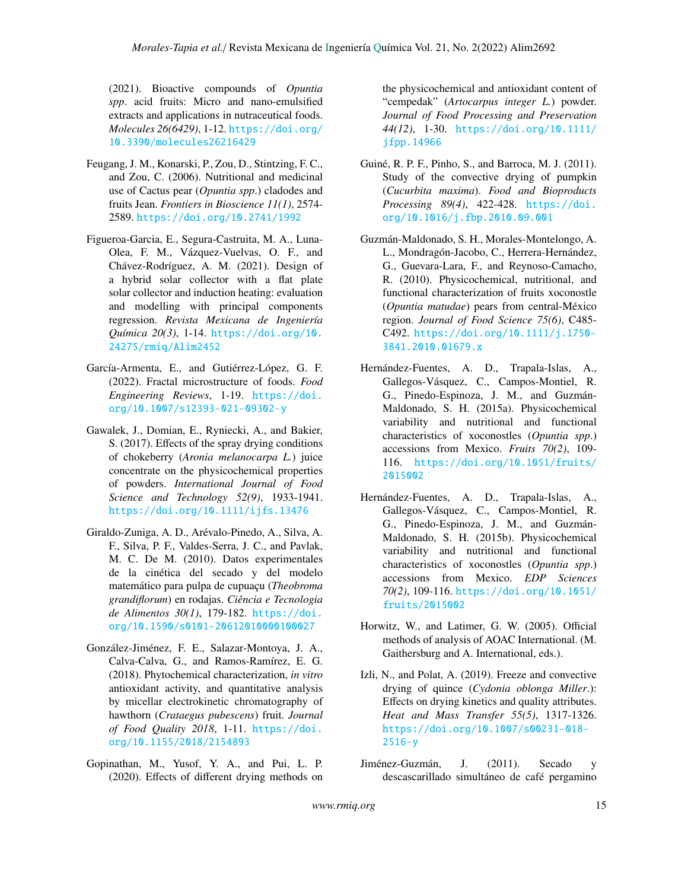(2021). Bioactive compounds of *Opuntia spp*. acid fruits: Micro and nano-emulsified extracts and applications in nutraceutical foods. *Molecules 26(6429)*, 1-12. https://doi.org/10.3390/molecules26216429

Feugang, J. M., Konarski, P., Zou, D., Stintzing, F. C., and Zou, C. (2006). Nutritional and medicinal use of Cactus pear (*Opuntia spp*.) cladodes and fruits Jean. *Frontiers in Bioscience 11(1)*, 2574-2589. https://doi.org/10.2741/1992

Figueroa-Garcia, E., Segura-Castruita, M. A., Luna-Olea, F. M., Vázquez-Vuelvas, O. F., and Chávez-Rodríguez, A. M. (2021). Design of a hybrid solar collector with a flat plate solar collector and induction heating: evaluation and modelling with principal components regression. *Revista Mexicana de Ingeniería Química 20(3)*, 1-14. https://doi.org/10.24275/rmiq/Alim2452

García-Armenta, E., and Gutiérrez-López, G. F. (2022). Fractal microstructure of foods. *Food Engineering Reviews*, 1-19. https://doi.org/10.1007/s12393-021-09302-y

Gawalek, J., Domian, E., Ryniecki, A., and Bakier, S. (2017). Effects of the spray drying conditions of chokeberry (*Aronia melanocarpa L.*) juice concentrate on the physicochemical properties of powders. *International Journal of Food Science and Technology 52(9)*, 1933-1941. https://doi.org/10.1111/ijfs.13476

Giraldo-Zuniga, A. D., Arévalo-Pinedo, A., Silva, A. F., Silva, P. F., Valdes-Serra, J. C., and Pavlak, M. C. De M. (2010). Datos experimentales de la cinética del secado y del modelo matemático para pulpa de cupuaçu (*Theobroma grandiflorum*) en rodajas. *Ciência e Tecnologia de Alimentos 30(1)*, 179-182. https://doi.org/10.1590/s0101-20612010000100027

González-Jiménez, F. E., Salazar-Montoya, J. A., Calva-Calva, G., and Ramos-Ramírez, E. G. (2018). Phytochemical characterization, *in vitro* antioxidant activity, and quantitative analysis by micellar electrokinetic chromatography of hawthorn (*Crataegus pubescens*) fruit. *Journal of Food Quality 2018*, 1-11. https://doi.org/10.1155/2018/2154893

Gopinathan, M., Yusof, Y. A., and Pui, L. P. (2020). Effects of different drying methods on the physicochemical and antioxidant content of "cempedak" (*Artocarpus integer L.*) powder. *Journal of Food Processing and Preservation 44(12)*, 1-30. https://doi.org/10.1111/jfpp.14966

Guiné, R. P. F., Pinho, S., and Barroca, M. J. (2011). Study of the convective drying of pumpkin (*Cucurbita maxima*). *Food and Bioproducts Processing 89(4)*, 422-428. https://doi.org/10.1016/j.fbp.2010.09.001

Guzmán-Maldonado, S. H., Morales-Montelongo, A. L., Mondragón-Jacobo, C., Herrera-Hernández, G., Guevara-Lara, F., and Reynoso-Camacho, R. (2010). Physicochemical, nutritional, and functional characterization of fruits xoconostle (*Opuntia matudae*) pears from central-México region. *Journal of Food Science 75(6)*, C485-C492. https://doi.org/10.1111/j.1750-3841.2010.01679.x

Hernández-Fuentes, A. D., Trapala-Islas, A., Gallegos-Vásquez, C., Campos-Montiel, R. G., Pinedo-Espinoza, J. M., and Guzmán-Maldonado, S. H. (2015a). Physicochemical variability and nutritional and functional characteristics of xoconostles (*Opuntia spp.*) accessions from Mexico. *Fruits 70(2)*, 109-116. https://doi.org/10.1051/fruits/2015002

Hernández-Fuentes, A. D., Trapala-Islas, A., Gallegos-Vásquez, C., Campos-Montiel, R. G., Pinedo-Espinoza, J. M., and Guzmán-Maldonado, S. H. (2015b). Physicochemical variability and nutritional and functional characteristics of xoconostles (*Opuntia spp.*) accessions from Mexico. *EDP Sciences 70(2)*, 109-116. https://doi.org/10.1051/fruits/2015002

Horwitz, W., and Latimer, G. W. (2005). Official methods of analysis of AOAC International. (M. Gaithersburg and A. International, eds.).

Izli, N., and Polat, A. (2019). Freeze and convective drying of quince (*Cydonia oblonga Miller*.): Effects on drying kinetics and quality attributes. *Heat and Mass Transfer 55(5)*, 1317-1326. https://doi.org/10.1007/s00231-018-2516-y

Jiménez-Guzmán, J. (2011). Secado y descascarillado simultáneo de café pergamino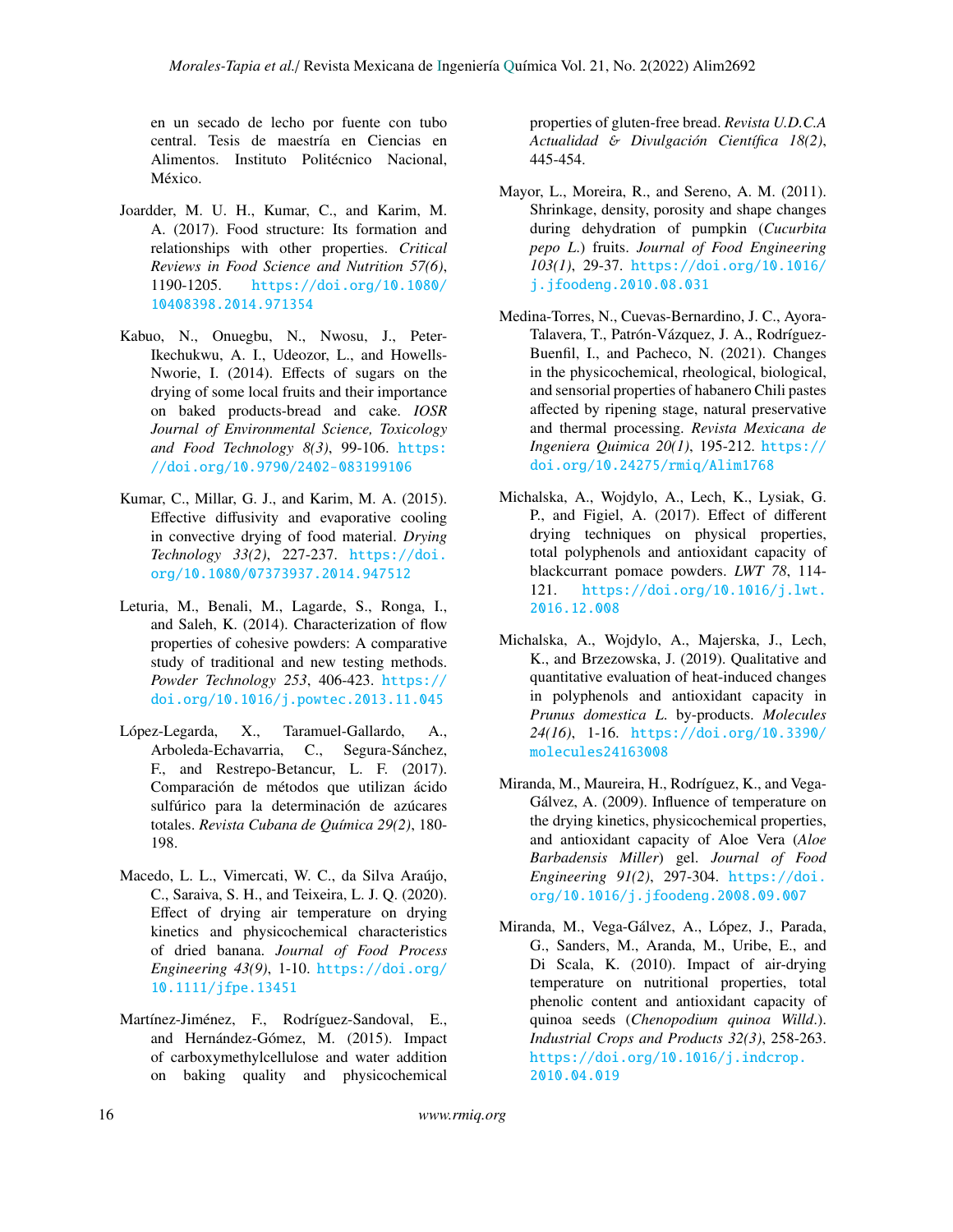en un secado de lecho por fuente con tubo central. Tesis de maestría en Ciencias en Alimentos. Instituto Politécnico Nacional, México.

Joardder, M. U. H., Kumar, C., and Karim, M. A. (2017). Food structure: Its formation and relationships with other properties. *Critical Reviews in Food Science and Nutrition 57(6)*, 1190-1205. https://doi.org/10.1080/10408398.2014.971354

Kabuo, N., Onuegbu, N., Nwosu, J., Peter-Ikechukwu, A. I., Udeozor, L., and Howells-Nworie, I. (2014). Effects of sugars on the drying of some local fruits and their importance on baked products-bread and cake. *IOSR Journal of Environmental Science, Toxicology and Food Technology 8(3)*, 99-106. https://doi.org/10.9790/2402-083199106

Kumar, C., Millar, G. J., and Karim, M. A. (2015). Effective diffusivity and evaporative cooling in convective drying of food material. *Drying Technology 33(2)*, 227-237. https://doi.org/10.1080/07373937.2014.947512

Leturia, M., Benali, M., Lagarde, S., Ronga, I., and Saleh, K. (2014). Characterization of flow properties of cohesive powders: A comparative study of traditional and new testing methods. *Powder Technology 253*, 406-423. https://doi.org/10.1016/j.powtec.2013.11.045

López-Legarda, X., Taramuel-Gallardo, A., Arboleda-Echavarria, C., Segura-Sánchez, F., and Restrepo-Betancur, L. F. (2017). Comparación de métodos que utilizan ácido sulfúrico para la determinación de azúcares totales. *Revista Cubana de Química 29(2)*, 180-198.

Macedo, L. L., Vimercati, W. C., da Silva Araújo, C., Saraiva, S. H., and Teixeira, L. J. Q. (2020). Effect of drying air temperature on drying kinetics and physicochemical characteristics of dried banana. *Journal of Food Process Engineering 43(9)*, 1-10. https://doi.org/10.1111/jfpe.13451

Martínez-Jiménez, F., Rodríguez-Sandoval, E., and Hernández-Gómez, M. (2015). Impact of carboxymethylcellulose and water addition on baking quality and physicochemical properties of gluten-free bread. *Revista U.D.C.A Actualidad & Divulgación Científica 18(2)*, 445-454.

Mayor, L., Moreira, R., and Sereno, A. M. (2011). Shrinkage, density, porosity and shape changes during dehydration of pumpkin (*Cucurbita pepo L.*) fruits. *Journal of Food Engineering 103(1)*, 29-37. https://doi.org/10.1016/j.jfoodeng.2010.08.031

Medina-Torres, N., Cuevas-Bernardino, J. C., Ayora-Talavera, T., Patrón-Vázquez, J. A., Rodríguez-Buenfil, I., and Pacheco, N. (2021). Changes in the physicochemical, rheological, biological, and sensorial properties of habanero Chili pastes affected by ripening stage, natural preservative and thermal processing. *Revista Mexicana de Ingeniera Quimica 20(1)*, 195-212. https://doi.org/10.24275/rmiq/Alim1768

Michalska, A., Wojdylo, A., Lech, K., Lysiak, G. P., and Figiel, A. (2017). Effect of different drying techniques on physical properties, total polyphenols and antioxidant capacity of blackcurrant pomace powders. *LWT 78*, 114-121. https://doi.org/10.1016/j.lwt.2016.12.008

Michalska, A., Wojdylo, A., Majerska, J., Lech, K., and Brzezowska, J. (2019). Qualitative and quantitative evaluation of heat-induced changes in polyphenols and antioxidant capacity in *Prunus domestica L.* by-products. *Molecules 24(16)*, 1-16. https://doi.org/10.3390/molecules24163008

Miranda, M., Maureira, H., Rodríguez, K., and Vega-Gálvez, A. (2009). Influence of temperature on the drying kinetics, physicochemical properties, and antioxidant capacity of Aloe Vera (*Aloe Barbadensis Miller*) gel. *Journal of Food Engineering 91(2)*, 297-304. https://doi.org/10.1016/j.jfoodeng.2008.09.007

Miranda, M., Vega-Gálvez, A., López, J., Parada, G., Sanders, M., Aranda, M., Uribe, E., and Di Scala, K. (2010). Impact of air-drying temperature on nutritional properties, total phenolic content and antioxidant capacity of quinoa seeds (*Chenopodium quinoa Willd.*). *Industrial Crops and Products 32(3)*, 258-263. https://doi.org/10.1016/j.indcrop.2010.04.019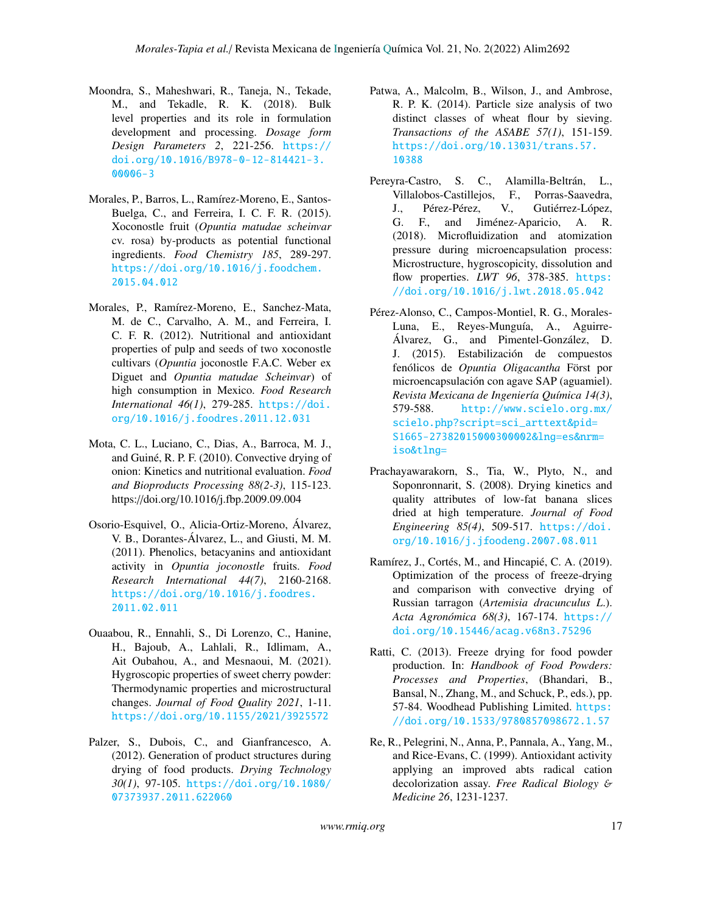Moondra, S., Maheshwari, R., Taneja, N., Tekade, M., and Tekadle, R. K. (2018). Bulk level properties and its role in formulation development and processing. *Dosage form Design Parameters 2*, 221-256. https://doi.org/10.1016/B978-0-12-814421-3.00006-3

Morales, P., Barros, L., Ramírez-Moreno, E., Santos-Buelga, C., and Ferreira, I. C. F. R. (2015). Xoconostle fruit (*Opuntia matudae scheinvar* cv. rosa) by-products as potential functional ingredients. *Food Chemistry 185*, 289-297. https://doi.org/10.1016/j.foodchem.2015.04.012

Morales, P., Ramírez-Moreno, E., Sanchez-Mata, M. de C., Carvalho, A. M., and Ferreira, I. C. F. R. (2012). Nutritional and antioxidant properties of pulp and seeds of two xoconostle cultivars (*Opuntia* joconostle F.A.C. Weber ex Diguet and *Opuntia matudae Scheinvar*) of high consumption in Mexico. *Food Research International 46(1)*, 279-285. https://doi.org/10.1016/j.foodres.2011.12.031

Mota, C. L., Luciano, C., Dias, A., Barroca, M. J., and Guiné, R. P. F. (2010). Convective drying of onion: Kinetics and nutritional evaluation. *Food and Bioproducts Processing 88(2-3)*, 115-123. https://doi.org/10.1016/j.fbp.2009.09.004

Osorio-Esquivel, O., Alicia-Ortiz-Moreno, Álvarez, V. B., Dorantes-Álvarez, L., and Giusti, M. M. (2011). Phenolics, betacyanins and antioxidant activity in *Opuntia joconostle* fruits. *Food Research International 44(7)*, 2160-2168. https://doi.org/10.1016/j.foodres.2011.02.011

Ouaabou, R., Ennahli, S., Di Lorenzo, C., Hanine, H., Bajoub, A., Lahlali, R., Idlimam, A., Ait Oubahou, A., and Mesnaoui, M. (2021). Hygroscopic properties of sweet cherry powder: Thermodynamic properties and microstructural changes. *Journal of Food Quality 2021*, 1-11. https://doi.org/10.1155/2021/3925572

Palzer, S., Dubois, C., and Gianfrancesco, A. (2012). Generation of product structures during drying of food products. *Drying Technology 30(1)*, 97-105. https://doi.org/10.1080/07373937.2011.622060

Patwa, A., Malcolm, B., Wilson, J., and Ambrose, R. P. K. (2014). Particle size analysis of two distinct classes of wheat flour by sieving. *Transactions of the ASABE 57(1)*, 151-159. https://doi.org/10.13031/trans.57.10388

Pereyra-Castro, S. C., Alamilla-Beltrán, L., Villalobos-Castillejos, F., Porras-Saavedra, J., Pérez-Pérez, V., Gutiérrez-López, G. F., and Jiménez-Aparicio, A. R. (2018). Microfluidization and atomization pressure during microencapsulation process: Microstructure, hygroscopicity, dissolution and flow properties. *LWT 96*, 378-385. https://doi.org/10.1016/j.lwt.2018.05.042

Pérez-Alonso, C., Campos-Montiel, R. G., Morales-Luna, E., Reyes-Munguía, A., Aguirre-Álvarez, G., and Pimentel-González, D. J. (2015). Estabilización de compuestos fenólicos de *Opuntia Oligacantha* Först por microencapsulación con agave SAP (aguamiel). *Revista Mexicana de Ingeniería Química 14(3)*, 579-588. http://www.scielo.org.mx/scielo.php?script=sci_arttext&pid=S1665-27382015000300002&lng=es&nrm=iso&tlng=

Prachayawarakorn, S., Tia, W., Plyto, N., and Soponronnarit, S. (2008). Drying kinetics and quality attributes of low-fat banana slices dried at high temperature. *Journal of Food Engineering 85(4)*, 509-517. https://doi.org/10.1016/j.jfoodeng.2007.08.011

Ramírez, J., Cortés, M., and Hincapié, C. A. (2019). Optimization of the process of freeze-drying and comparison with convective drying of Russian tarragon (*Artemisia dracunculus L.*). *Acta Agronómica 68(3)*, 167-174. https://doi.org/10.15446/acag.v68n3.75296

Ratti, C. (2013). Freeze drying for food powder production. In: *Handbook of Food Powders: Processes and Properties*, (Bhandari, B., Bansal, N., Zhang, M., and Schuck, P., eds.), pp. 57-84. Woodhead Publishing Limited. https://doi.org/10.1533/9780857098672.1.57

Re, R., Pelegrini, N., Anna, P., Pannala, A., Yang, M., and Rice-Evans, C. (1999). Antioxidant activity applying an improved abts radical cation decolorization assay. *Free Radical Biology & Medicine 26*, 1231-1237.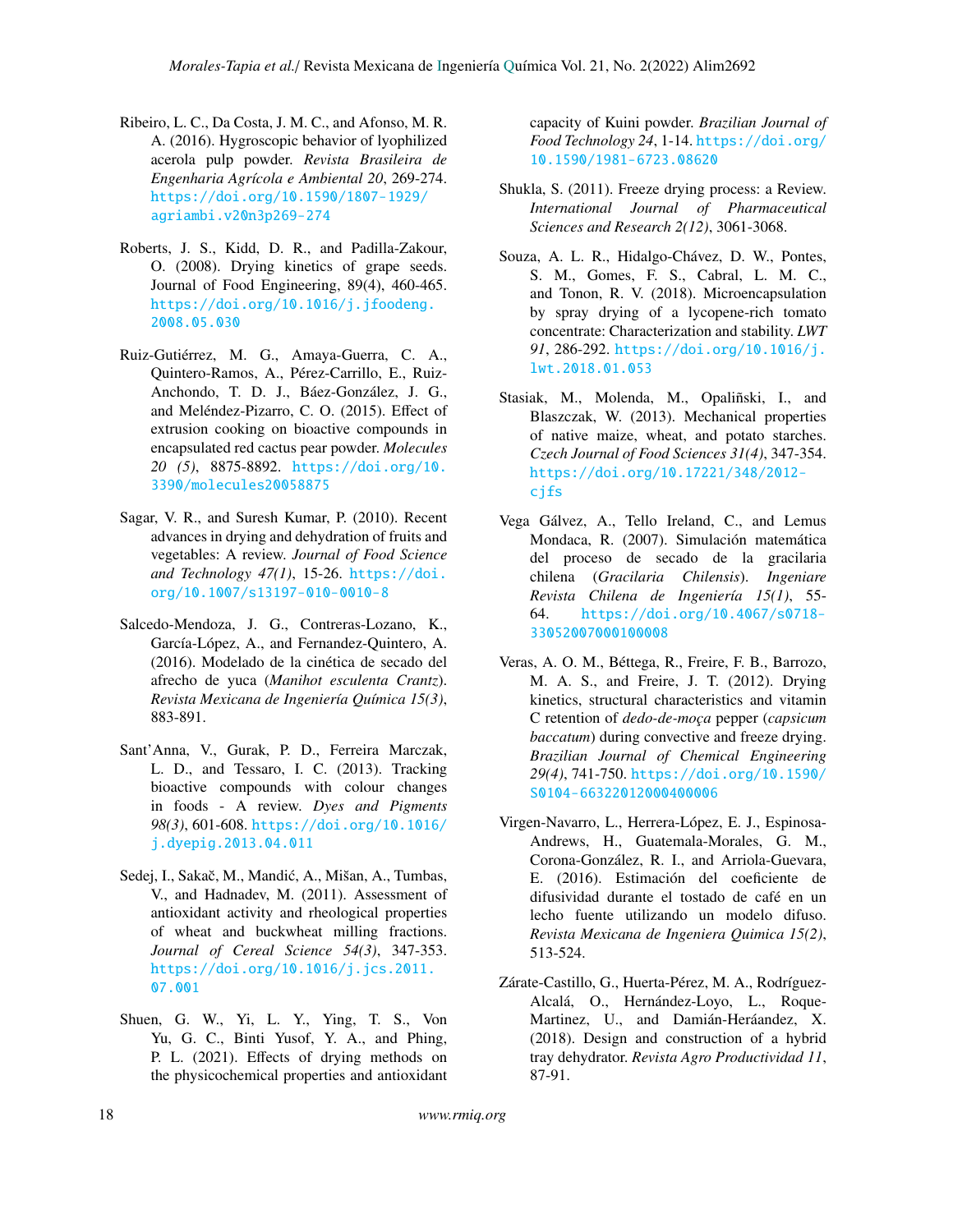Ribeiro, L. C., Da Costa, J. M. C., and Afonso, M. R. A. (2016). Hygroscopic behavior of lyophilized acerola pulp powder. *Revista Brasileira de Engenharia Agrícola e Ambiental 20*, 269-274. https://doi.org/10.1590/1807-1929/agriambi.v20n3p269-274

Roberts, J. S., Kidd, D. R., and Padilla-Zakour, O. (2008). Drying kinetics of grape seeds. Journal of Food Engineering, 89(4), 460-465. https://doi.org/10.1016/j.jfoodeng.2008.05.030

Ruiz-Gutiérrez, M. G., Amaya-Guerra, C. A., Quintero-Ramos, A., Pérez-Carrillo, E., Ruiz-Anchondo, T. D. J., Báez-González, J. G., and Meléndez-Pizarro, C. O. (2015). Effect of extrusion cooking on bioactive compounds in encapsulated red cactus pear powder. *Molecules 20 (5)*, 8875-8892. https://doi.org/10.3390/molecules20058875

Sagar, V. R., and Suresh Kumar, P. (2010). Recent advances in drying and dehydration of fruits and vegetables: A review. *Journal of Food Science and Technology 47(1)*, 15-26. https://doi.org/10.1007/s13197-010-0010-8

Salcedo-Mendoza, J. G., Contreras-Lozano, K., García-López, A., and Fernandez-Quintero, A. (2016). Modelado de la cinética de secado del afrecho de yuca (*Manihot esculenta Crantz*). *Revista Mexicana de Ingeniería Química 15(3)*, 883-891.

Sant'Anna, V., Gurak, P. D., Ferreira Marczak, L. D., and Tessaro, I. C. (2013). Tracking bioactive compounds with colour changes in foods - A review. *Dyes and Pigments 98(3)*, 601-608. https://doi.org/10.1016/j.dyepig.2013.04.011

Sedej, I., Sakač, M., Mandić, A., Mišan, A., Tumbas, V., and Hadnadev, M. (2011). Assessment of antioxidant activity and rheological properties of wheat and buckwheat milling fractions. *Journal of Cereal Science 54(3)*, 347-353. https://doi.org/10.1016/j.jcs.2011.07.001

Shuen, G. W., Yi, L. Y., Ying, T. S., Von Yu, G. C., Binti Yusof, Y. A., and Phing, P. L. (2021). Effects of drying methods on the physicochemical properties and antioxidant capacity of Kuini powder. *Brazilian Journal of Food Technology 24*, 1-14. https://doi.org/10.1590/1981-6723.08620

Shukla, S. (2011). Freeze drying process: a Review. *International Journal of Pharmaceutical Sciences and Research 2(12)*, 3061-3068.

Souza, A. L. R., Hidalgo-Chávez, D. W., Pontes, S. M., Gomes, F. S., Cabral, L. M. C., and Tonon, R. V. (2018). Microencapsulation by spray drying of a lycopene-rich tomato concentrate: Characterization and stability. *LWT 91*, 286-292. https://doi.org/10.1016/j.lwt.2018.01.053

Stasiak, M., Molenda, M., Opaliñski, I., and Blaszczak, W. (2013). Mechanical properties of native maize, wheat, and potato starches. *Czech Journal of Food Sciences 31(4)*, 347-354. https://doi.org/10.17221/348/2012-cjfs

Vega Gálvez, A., Tello Ireland, C., and Lemus Mondaca, R. (2007). Simulación matemática del proceso de secado de la gracilaria chilena (*Gracilaria Chilensis*). *Ingeniare Revista Chilena de Ingeniería 15(1)*, 55-64. https://doi.org/10.4067/s0718-33052007000100008

Veras, A. O. M., Béttega, R., Freire, F. B., Barrozo, M. A. S., and Freire, J. T. (2012). Drying kinetics, structural characteristics and vitamin C retention of *dedo-de-moça* pepper (*capsicum baccatum*) during convective and freeze drying. *Brazilian Journal of Chemical Engineering 29(4)*, 741-750. https://doi.org/10.1590/S0104-66322012000400006

Virgen-Navarro, L., Herrera-López, E. J., Espinosa-Andrews, H., Guatemala-Morales, G. M., Corona-González, R. I., and Arriola-Guevara, E. (2016). Estimación del coeficiente de difusividad durante el tostado de café en un lecho fuente utilizando un modelo difuso. *Revista Mexicana de Ingeniera Quimica 15(2)*, 513-524.

Zárate-Castillo, G., Huerta-Pérez, M. A., Rodríguez-Alcalá, O., Hernández-Loyo, L., Roque-Martinez, U., and Damián-Heráandez, X. (2018). Design and construction of a hybrid tray dehydrator. *Revista Agro Productividad 11*, 87-91.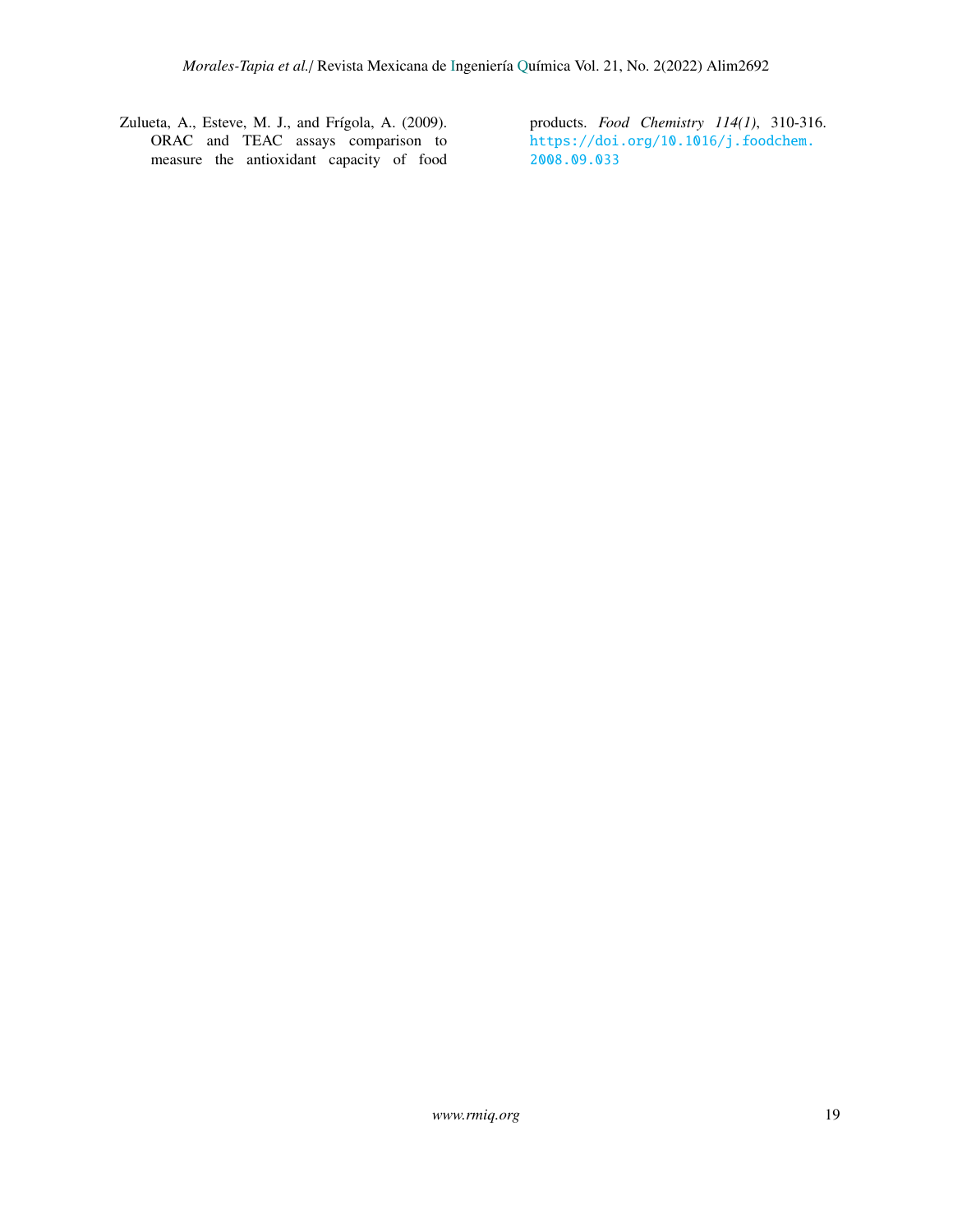Zulueta, A., Esteve, M. J., and Frígola, A. (2009). ORAC and TEAC assays comparison to measure the antioxidant capacity of food products. *Food Chemistry 114(1)*, 310-316. https://doi.org/10.1016/j.foodchem.2008.09.033